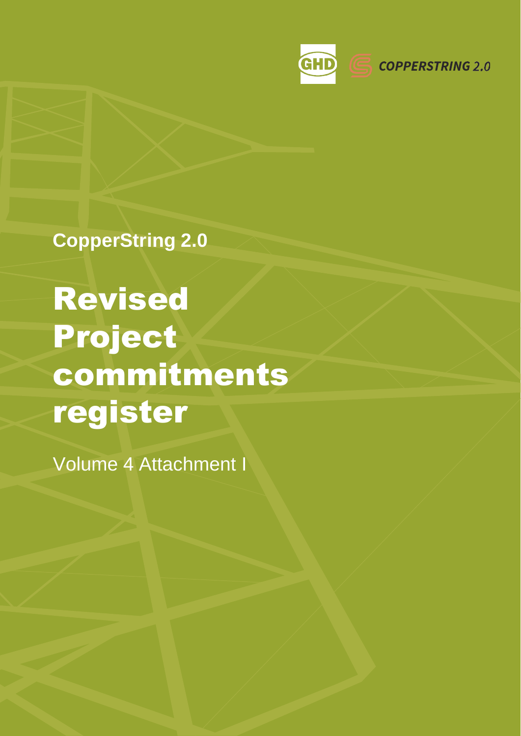CopperString 2.0

# Revised Project commitments register

Volume 4 Attachment I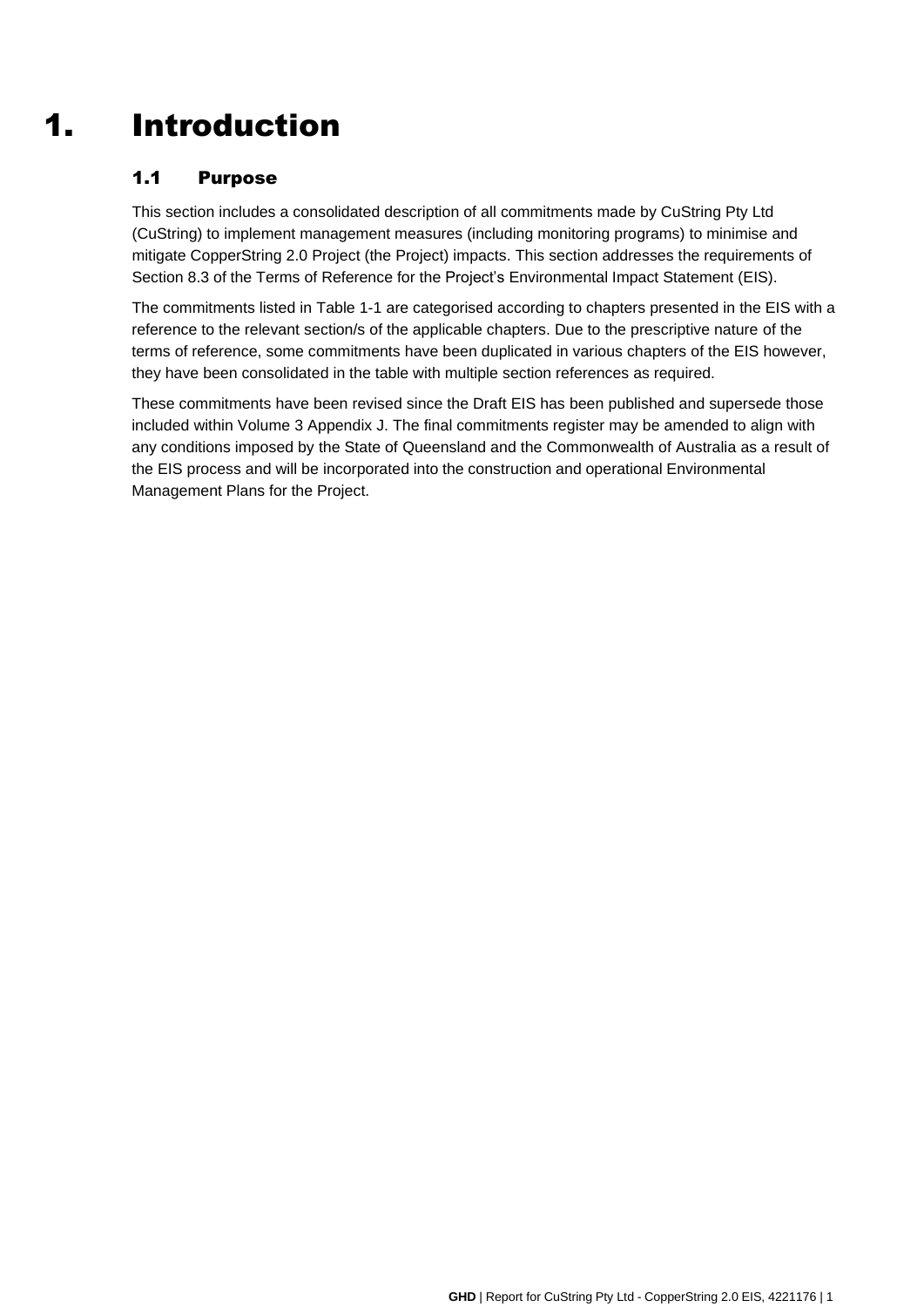# 1. Introduction

## 1.1 Purpose

This section includes a consolidated description of all commitments made by CuString Pty Ltd (CuString) to implement management measures (including monitoring programs) to minimise and mitigate CopperString 2.0 Project (the Project) impacts. This section addresses the requirements of Section 8.3 of the Terms of Reference for the Project's Environmental Impact Statement (EIS).

The commitments listed in Table 1-1 are categorised according to chapters presented in the EIS with a reference to the relevant section/s of the applicable chapters. Due to the prescriptive nature of the terms of reference, some commitments have been duplicated in various chapters of the EIS however, they have been consolidated in the table with multiple section references as required.

These commitments have been revised since the Draft EIS has been published and supersede those included within Volume 3 Appendix J. The final commitments register may be amended to align with any conditions imposed by the State of Queensland and the Commonwealth of Australia as a result of the EIS process and will be incorporated into the construction and operational Environmental Management Plans for the Project.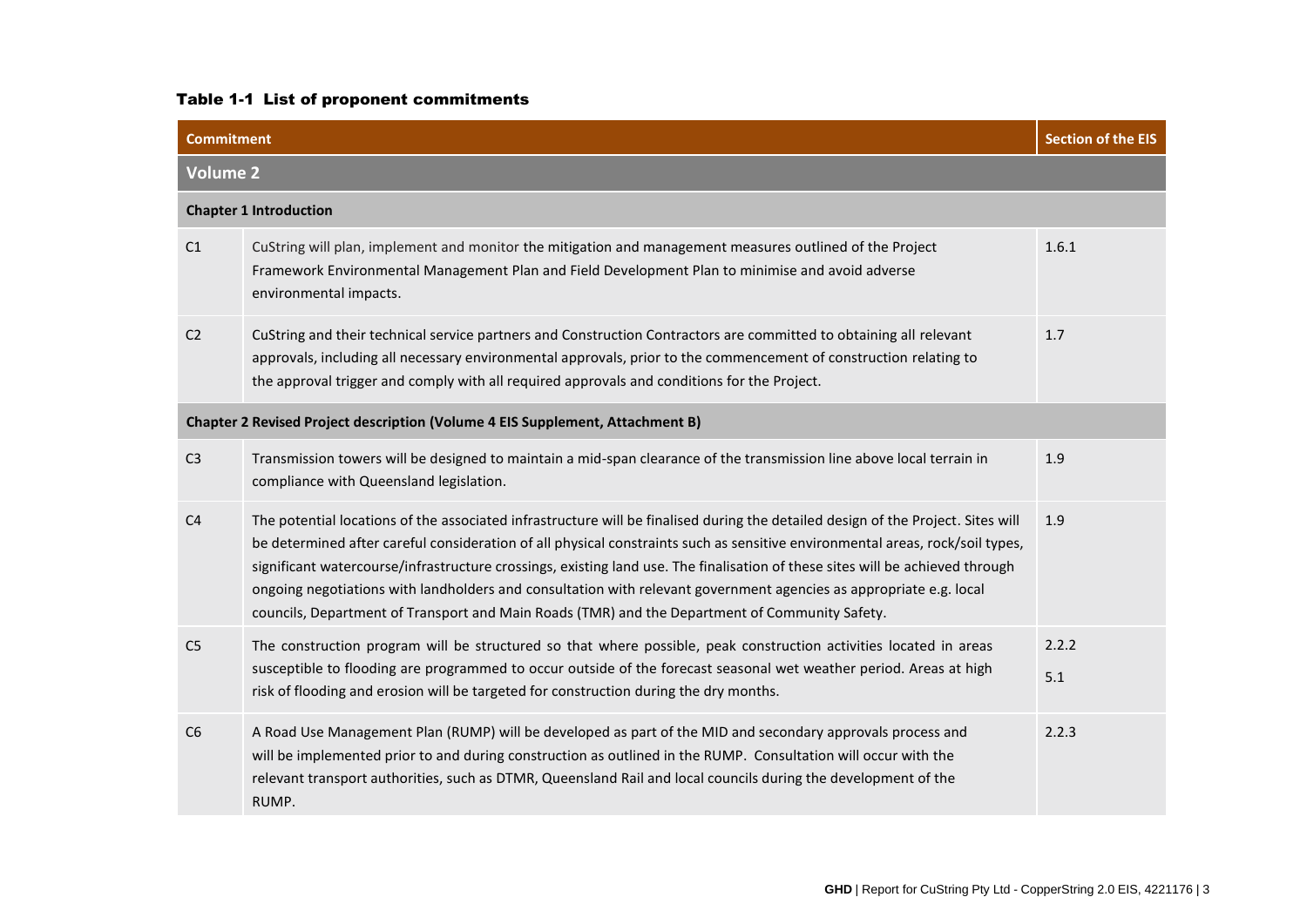**Table 1-1 List of proponent commitments**

| Commitment | | Section of the EIS |
|---|---|---|
| **Volume 2** | | |
| **Chapter 1 Introduction** | | |
| C1 | CuString will plan, implement and monitor the mitigation and management measures outlined of the Project Framework Environmental Management Plan and Field Development Plan to minimise and avoid adverse environmental impacts. | 1.6.1 |
| C2 | CuString and their technical service partners and Construction Contractors are committed to obtaining all relevant approvals, including all necessary environmental approvals, prior to the commencement of construction relating to the approval trigger and comply with all required approvals and conditions for the Project. | 1.7 |
| **Chapter 2 Revised Project description (Volume 4 EIS Supplement, Attachment B)** | | |
| C3 | Transmission towers will be designed to maintain a mid-span clearance of the transmission line above local terrain in compliance with Queensland legislation. | 1.9 |
| C4 | The potential locations of the associated infrastructure will be finalised during the detailed design of the Project. Sites will be determined after careful consideration of all physical constraints such as sensitive environmental areas, rock/soil types, significant watercourse/infrastructure crossings, existing land use. The finalisation of these sites will be achieved through ongoing negotiations with landholders and consultation with relevant government agencies as appropriate e.g. local councils, Department of Transport and Main Roads (TMR) and the Department of Community Safety. | 1.9 |
| C5 | The construction program will be structured so that where possible, peak construction activities located in areas susceptible to flooding are programmed to occur outside of the forecast seasonal wet weather period. Areas at high risk of flooding and erosion will be targeted for construction during the dry months. | 2.2.2<br>5.1 |
| C6 | A Road Use Management Plan (RUMP) will be developed as part of the MID and secondary approvals process and will be implemented prior to and during construction as outlined in the RUMP. Consultation will occur with the relevant transport authorities, such as DTMR, Queensland Rail and local councils during the development of the RUMP. | 2.2.3 |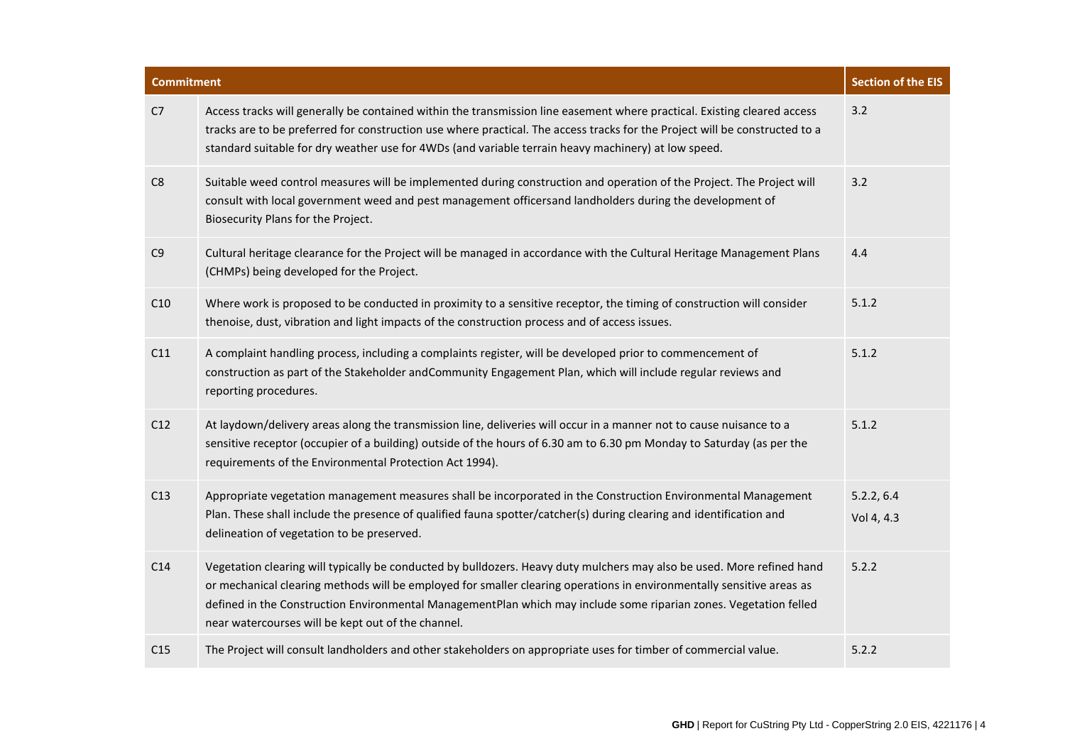| Commitment | | Section of the EIS |
|---|---|---|
| C7 | Access tracks will generally be contained within the transmission line easement where practical. Existing cleared access tracks are to be preferred for construction use where practical. The access tracks for the Project will be constructed to a standard suitable for dry weather use for 4WDs (and variable terrain heavy machinery) at low speed. | 3.2 |
| C8 | Suitable weed control measures will be implemented during construction and operation of the Project. The Project will consult with local government weed and pest management officersand landholders during the development of Biosecurity Plans for the Project. | 3.2 |
| C9 | Cultural heritage clearance for the Project will be managed in accordance with the Cultural Heritage Management Plans (CHMPs) being developed for the Project. | 4.4 |
| C10 | Where work is proposed to be conducted in proximity to a sensitive receptor, the timing of construction will consider thenoise, dust, vibration and light impacts of the construction process and of access issues. | 5.1.2 |
| C11 | A complaint handling process, including a complaints register, will be developed prior to commencement of construction as part of the Stakeholder andCommunity Engagement Plan, which will include regular reviews and reporting procedures. | 5.1.2 |
| C12 | At laydown/delivery areas along the transmission line, deliveries will occur in a manner not to cause nuisance to a sensitive receptor (occupier of a building) outside of the hours of 6.30 am to 6.30 pm Monday to Saturday (as per the requirements of the Environmental Protection Act 1994). | 5.1.2 |
| C13 | Appropriate vegetation management measures shall be incorporated in the Construction Environmental Management Plan. These shall include the presence of qualified fauna spotter/catcher(s) during clearing and identification and delineation of vegetation to be preserved. | 5.2.2, 6.4<br>Vol 4, 4.3 |
| C14 | Vegetation clearing will typically be conducted by bulldozers. Heavy duty mulchers may also be used. More refined hand or mechanical clearing methods will be employed for smaller clearing operations in environmentally sensitive areas as defined in the Construction Environmental ManagementPlan which may include some riparian zones. Vegetation felled near watercourses will be kept out of the channel. | 5.2.2 |
| C15 | The Project will consult landholders and other stakeholders on appropriate uses for timber of commercial value. | 5.2.2 |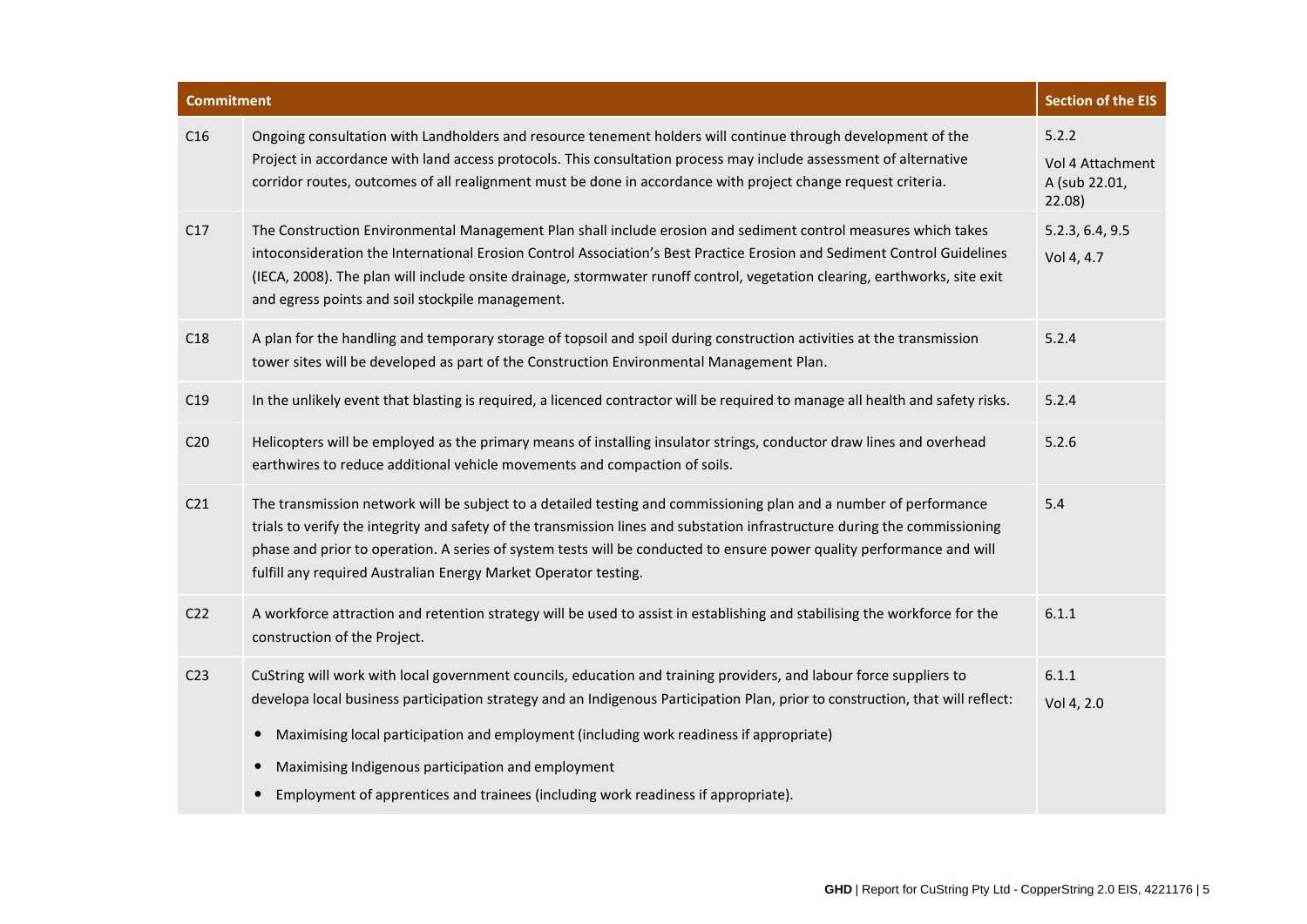| Commitment | | Section of the EIS |
|---|---|---|
| C16 | Ongoing consultation with Landholders and resource tenement holders will continue through development of the Project in accordance with land access protocols. This consultation process may include assessment of alternative corridor routes, outcomes of all realignment must be done in accordance with project change request criteria. | 5.2.2<br>Vol 4 Attachment A (sub 22.01, 22.08) |
| C17 | The Construction Environmental Management Plan shall include erosion and sediment control measures which takes intoconsideration the International Erosion Control Association's Best Practice Erosion and Sediment Control Guidelines (IECA, 2008). The plan will include onsite drainage, stormwater runoff control, vegetation clearing, earthworks, site exit and egress points and soil stockpile management. | 5.2.3, 6.4, 9.5<br>Vol 4, 4.7 |
| C18 | A plan for the handling and temporary storage of topsoil and spoil during construction activities at the transmission tower sites will be developed as part of the Construction Environmental Management Plan. | 5.2.4 |
| C19 | In the unlikely event that blasting is required, a licenced contractor will be required to manage all health and safety risks. | 5.2.4 |
| C20 | Helicopters will be employed as the primary means of installing insulator strings, conductor draw lines and overhead earthwires to reduce additional vehicle movements and compaction of soils. | 5.2.6 |
| C21 | The transmission network will be subject to a detailed testing and commissioning plan and a number of performance trials to verify the integrity and safety of the transmission lines and substation infrastructure during the commissioning phase and prior to operation. A series of system tests will be conducted to ensure power quality performance and will fulfill any required Australian Energy Market Operator testing. | 5.4 |
| C22 | A workforce attraction and retention strategy will be used to assist in establishing and stabilising the workforce for the construction of the Project. | 6.1.1 |
| C23 | CuString will work with local government councils, education and training providers, and labour force suppliers to developa local business participation strategy and an Indigenous Participation Plan, prior to construction, that will reflect:<br>• Maximising local participation and employment (including work readiness if appropriate)<br>• Maximising Indigenous participation and employment<br>• Employment of apprentices and trainees (including work readiness if appropriate). | 6.1.1<br>Vol 4, 2.0 |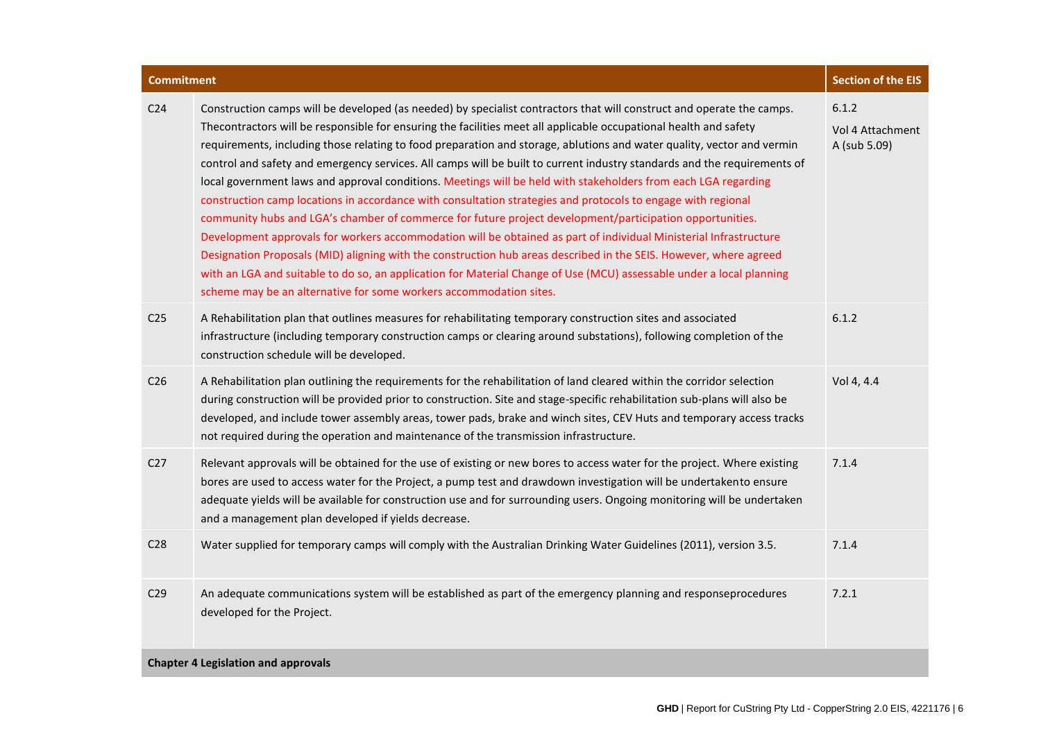| Commitment | | Section of the EIS |
|---|---|---|
| C24 | Construction camps will be developed (as needed) by specialist contractors that will construct and operate the camps. Thecontractors will be responsible for ensuring the facilities meet all applicable occupational health and safety requirements, including those relating to food preparation and storage, ablutions and water quality, vector and vermin control and safety and emergency services. All camps will be built to current industry standards and the requirements of local government laws and approval conditions. Meetings will be held with stakeholders from each LGA regarding construction camp locations in accordance with consultation strategies and protocols to engage with regional community hubs and LGA's chamber of commerce for future project development/participation opportunities. Development approvals for workers accommodation will be obtained as part of individual Ministerial Infrastructure Designation Proposals (MID) aligning with the construction hub areas described in the SEIS. However, where agreed with an LGA and suitable to do so, an application for Material Change of Use (MCU) assessable under a local planning scheme may be an alternative for some workers accommodation sites. | 6.1.2<br>Vol 4 Attachment A (sub 5.09) |
| C25 | A Rehabilitation plan that outlines measures for rehabilitating temporary construction sites and associated infrastructure (including temporary construction camps or clearing around substations), following completion of the construction schedule will be developed. | 6.1.2 |
| C26 | A Rehabilitation plan outlining the requirements for the rehabilitation of land cleared within the corridor selection during construction will be provided prior to construction. Site and stage-specific rehabilitation sub-plans will also be developed, and include tower assembly areas, tower pads, brake and winch sites, CEV Huts and temporary access tracks not required during the operation and maintenance of the transmission infrastructure. | Vol 4, 4.4 |
| C27 | Relevant approvals will be obtained for the use of existing or new bores to access water for the project. Where existing bores are used to access water for the Project, a pump test and drawdown investigation will be undertakento ensure adequate yields will be available for construction use and for surrounding users. Ongoing monitoring will be undertaken and a management plan developed if yields decrease. | 7.1.4 |
| C28 | Water supplied for temporary camps will comply with the Australian Drinking Water Guidelines (2011), version 3.5. | 7.1.4 |
| C29 | An adequate communications system will be established as part of the emergency planning and responseprocedures developed for the Project. | 7.2.1 |
| **Chapter 4 Legislation and approvals** | | |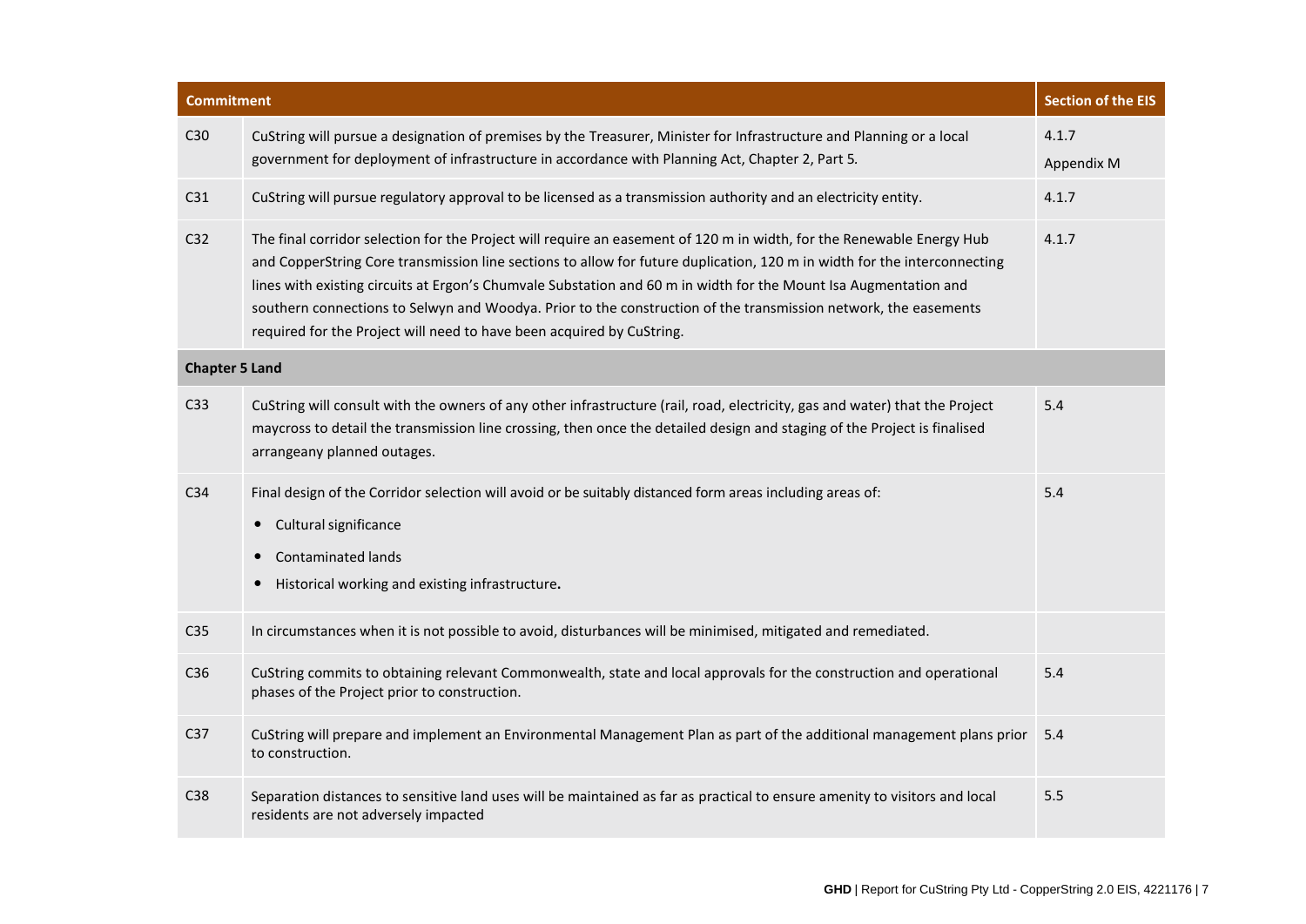| Commitment | | Section of the EIS |
|---|---|---|
| C30 | CuString will pursue a designation of premises by the Treasurer, Minister for Infrastructure and Planning or a local government for deployment of infrastructure in accordance with Planning Act, Chapter 2, Part 5. | 4.1.7<br>Appendix M |
| C31 | CuString will pursue regulatory approval to be licensed as a transmission authority and an electricity entity. | 4.1.7 |
| C32 | The final corridor selection for the Project will require an easement of 120 m in width, for the Renewable Energy Hub and CopperString Core transmission line sections to allow for future duplication, 120 m in width for the interconnecting lines with existing circuits at Ergon's Chumvale Substation and 60 m in width for the Mount Isa Augmentation and southern connections to Selwyn and Woodya. Prior to the construction of the transmission network, the easements required for the Project will need to have been acquired by CuString. | 4.1.7 |
| **Chapter 5 Land** | | |
| C33 | CuString will consult with the owners of any other infrastructure (rail, road, electricity, gas and water) that the Project maycross to detail the transmission line crossing, then once the detailed design and staging of the Project is finalised arrangeany planned outages. | 5.4 |
| C34 | Final design of the Corridor selection will avoid or be suitably distanced form areas including areas of:<br>• Cultural significance<br>• Contaminated lands<br>• Historical working and existing infrastructure**.** | 5.4 |
| C35 | In circumstances when it is not possible to avoid, disturbances will be minimised, mitigated and remediated. | |
| C36 | CuString commits to obtaining relevant Commonwealth, state and local approvals for the construction and operational phases of the Project prior to construction. | 5.4 |
| C37 | CuString will prepare and implement an Environmental Management Plan as part of the additional management plans prior to construction. | 5.4 |
| C38 | Separation distances to sensitive land uses will be maintained as far as practical to ensure amenity to visitors and local residents are not adversely impacted | 5.5 |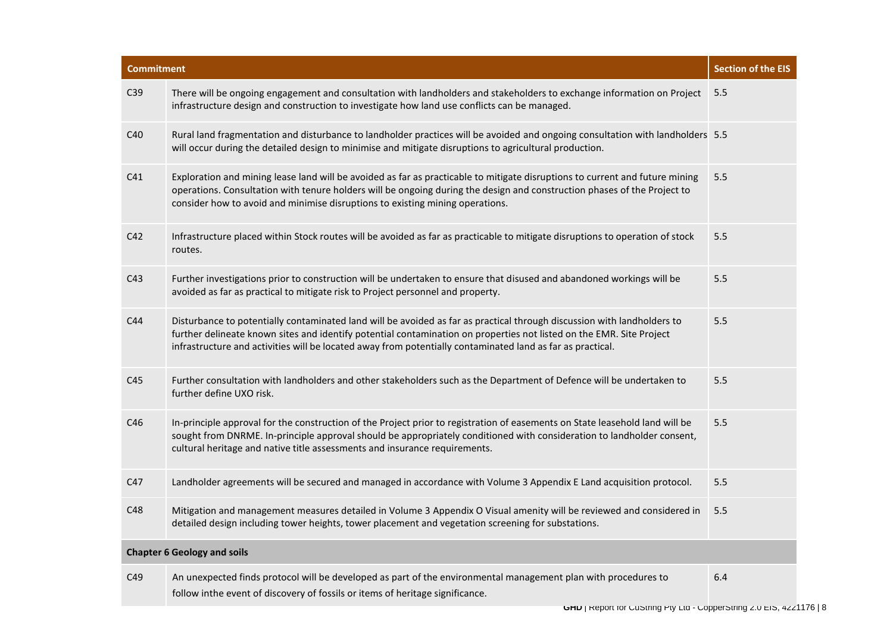| Commitment | | Section of the EIS |
|---|---|---|
| C39 | There will be ongoing engagement and consultation with landholders and stakeholders to exchange information on Project infrastructure design and construction to investigate how land use conflicts can be managed. | 5.5 |
| C40 | Rural land fragmentation and disturbance to landholder practices will be avoided and ongoing consultation with landholders will occur during the detailed design to minimise and mitigate disruptions to agricultural production. | 5.5 |
| C41 | Exploration and mining lease land will be avoided as far as practicable to mitigate disruptions to current and future mining operations. Consultation with tenure holders will be ongoing during the design and construction phases of the Project to consider how to avoid and minimise disruptions to existing mining operations. | 5.5 |
| C42 | Infrastructure placed within Stock routes will be avoided as far as practicable to mitigate disruptions to operation of stock routes. | 5.5 |
| C43 | Further investigations prior to construction will be undertaken to ensure that disused and abandoned workings will be avoided as far as practical to mitigate risk to Project personnel and property. | 5.5 |
| C44 | Disturbance to potentially contaminated land will be avoided as far as practical through discussion with landholders to further delineate known sites and identify potential contamination on properties not listed on the EMR. Site Project infrastructure and activities will be located away from potentially contaminated land as far as practical. | 5.5 |
| C45 | Further consultation with landholders and other stakeholders such as the Department of Defence will be undertaken to further define UXO risk. | 5.5 |
| C46 | In-principle approval for the construction of the Project prior to registration of easements on State leasehold land will be sought from DNRME. In-principle approval should be appropriately conditioned with consideration to landholder consent, cultural heritage and native title assessments and insurance requirements. | 5.5 |
| C47 | Landholder agreements will be secured and managed in accordance with Volume 3 Appendix E Land acquisition protocol. | 5.5 |
| C48 | Mitigation and management measures detailed in Volume 3 Appendix O Visual amenity will be reviewed and considered in detailed design including tower heights, tower placement and vegetation screening for substations. | 5.5 |
| **Chapter 6 Geology and soils** | | |
| C49 | An unexpected finds protocol will be developed as part of the environmental management plan with procedures to follow inthe event of discovery of fossils or items of heritage significance. | 6.4 |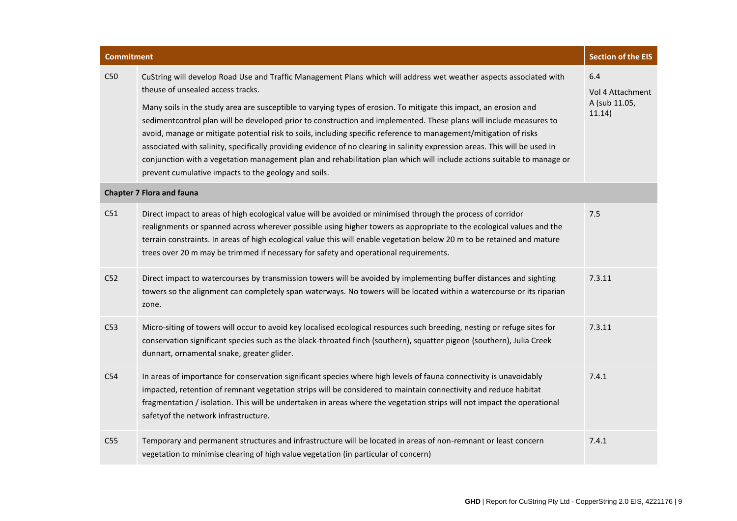| Commitment | | Section of the EIS |
|---|---|---|
| C50 | CuString will develop Road Use and Traffic Management Plans which will address wet weather aspects associated with theuse of unsealed access tracks. Many soils in the study area are susceptible to varying types of erosion. To mitigate this impact, an erosion and sedimentcontrol plan will be developed prior to construction and implemented. These plans will include measures to avoid, manage or mitigate potential risk to soils, including specific reference to management/mitigation of risks associated with salinity, specifically providing evidence of no clearing in salinity expression areas. This will be used in conjunction with a vegetation management plan and rehabilitation plan which will include actions suitable to manage or prevent cumulative impacts to the geology and soils. | 6.4 Vol 4 Attachment A (sub 11.05, 11.14) |
| **Chapter 7 Flora and fauna** | | |
| C51 | Direct impact to areas of high ecological value will be avoided or minimised through the process of corridor realignments or spanned across wherever possible using higher towers as appropriate to the ecological values and the terrain constraints. In areas of high ecological value this will enable vegetation below 20 m to be retained and mature trees over 20 m may be trimmed if necessary for safety and operational requirements. | 7.5 |
| C52 | Direct impact to watercourses by transmission towers will be avoided by implementing buffer distances and sighting towers so the alignment can completely span waterways. No towers will be located within a watercourse or its riparian zone. | 7.3.11 |
| C53 | Micro-siting of towers will occur to avoid key localised ecological resources such breeding, nesting or refuge sites for conservation significant species such as the black-throated finch (southern), squatter pigeon (southern), Julia Creek dunnart, ornamental snake, greater glider. | 7.3.11 |
| C54 | In areas of importance for conservation significant species where high levels of fauna connectivity is unavoidably impacted, retention of remnant vegetation strips will be considered to maintain connectivity and reduce habitat fragmentation / isolation. This will be undertaken in areas where the vegetation strips will not impact the operational safetyof the network infrastructure. | 7.4.1 |
| C55 | Temporary and permanent structures and infrastructure will be located in areas of non-remnant or least concern vegetation to minimise clearing of high value vegetation (in particular of concern) | 7.4.1 |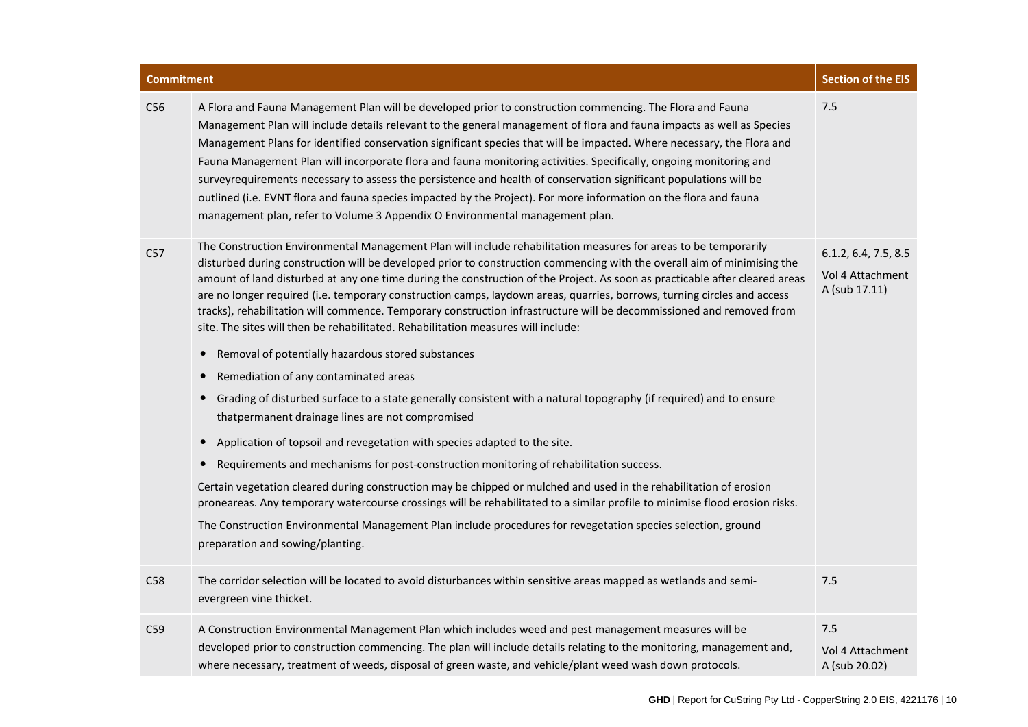| Commitment | | Section of the EIS |
|---|---|---|
| C56 | A Flora and Fauna Management Plan will be developed prior to construction commencing. The Flora and Fauna Management Plan will include details relevant to the general management of flora and fauna impacts as well as Species Management Plans for identified conservation significant species that will be impacted. Where necessary, the Flora and Fauna Management Plan will incorporate flora and fauna monitoring activities. Specifically, ongoing monitoring and surveyrequirements necessary to assess the persistence and health of conservation significant populations will be outlined (i.e. EVNT flora and fauna species impacted by the Project). For more information on the flora and fauna management plan, refer to Volume 3 Appendix O Environmental management plan. | 7.5 |
| C57 | The Construction Environmental Management Plan will include rehabilitation measures for areas to be temporarily disturbed during construction will be developed prior to construction commencing with the overall aim of minimising the amount of land disturbed at any one time during the construction of the Project. As soon as practicable after cleared areas are no longer required (i.e. temporary construction camps, laydown areas, quarries, borrows, turning circles and access tracks), rehabilitation will commence. Temporary construction infrastructure will be decommissioned and removed from site. The sites will then be rehabilitated. Rehabilitation measures will include:<br>• Removal of potentially hazardous stored substances<br>• Remediation of any contaminated areas<br>• Grading of disturbed surface to a state generally consistent with a natural topography (if required) and to ensure thatpermanent drainage lines are not compromised<br>• Application of topsoil and revegetation with species adapted to the site.<br>• Requirements and mechanisms for post-construction monitoring of rehabilitation success.<br>Certain vegetation cleared during construction may be chipped or mulched and used in the rehabilitation of erosion proneareas. Any temporary watercourse crossings will be rehabilitated to a similar profile to minimise flood erosion risks.<br>The Construction Environmental Management Plan include procedures for revegetation species selection, ground preparation and sowing/planting. | 6.1.2, 6.4, 7.5, 8.5<br>Vol 4 Attachment A (sub 17.11) |
| C58 | The corridor selection will be located to avoid disturbances within sensitive areas mapped as wetlands and semi-evergreen vine thicket. | 7.5 |
| C59 | A Construction Environmental Management Plan which includes weed and pest management measures will be developed prior to construction commencing. The plan will include details relating to the monitoring, management and, where necessary, treatment of weeds, disposal of green waste, and vehicle/plant weed wash down protocols. | 7.5<br>Vol 4 Attachment A (sub 20.02) |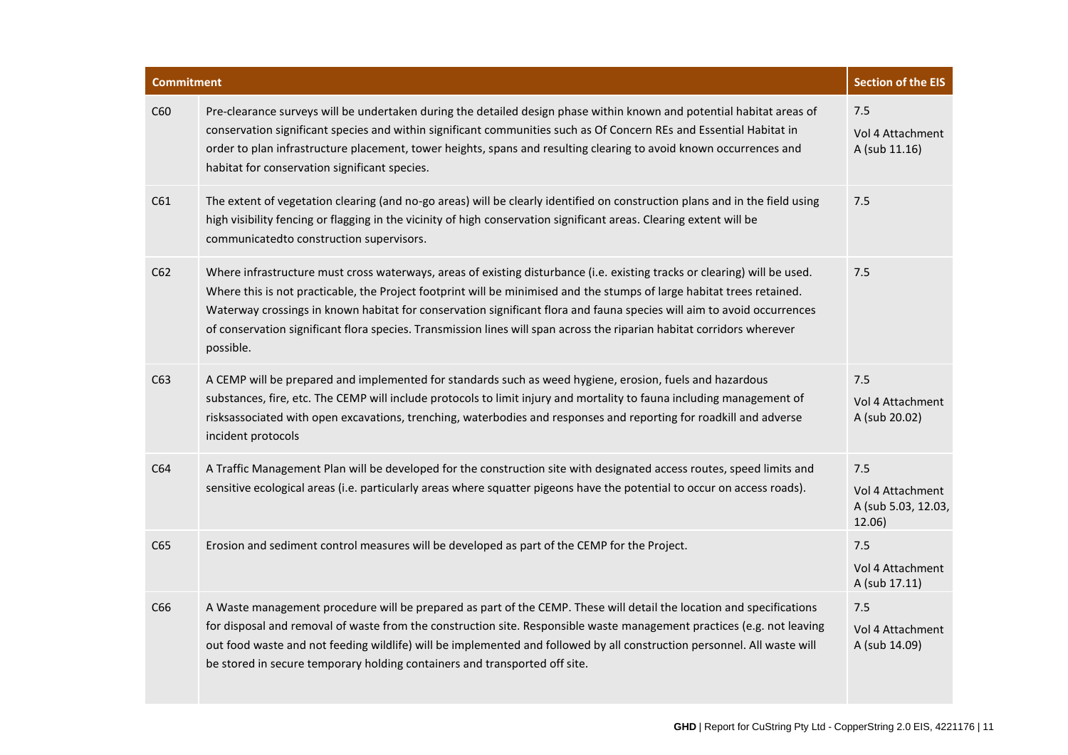| Commitment | | Section of the EIS |
|---|---|---|
| C60 | Pre-clearance surveys will be undertaken during the detailed design phase within known and potential habitat areas of conservation significant species and within significant communities such as Of Concern REs and Essential Habitat in order to plan infrastructure placement, tower heights, spans and resulting clearing to avoid known occurrences and habitat for conservation significant species. | 7.5<br>Vol 4 Attachment A (sub 11.16) |
| C61 | The extent of vegetation clearing (and no-go areas) will be clearly identified on construction plans and in the field using high visibility fencing or flagging in the vicinity of high conservation significant areas. Clearing extent will be communicatedto construction supervisors. | 7.5 |
| C62 | Where infrastructure must cross waterways, areas of existing disturbance (i.e. existing tracks or clearing) will be used. Where this is not practicable, the Project footprint will be minimised and the stumps of large habitat trees retained. Waterway crossings in known habitat for conservation significant flora and fauna species will aim to avoid occurrences of conservation significant flora species. Transmission lines will span across the riparian habitat corridors wherever possible. | 7.5 |
| C63 | A CEMP will be prepared and implemented for standards such as weed hygiene, erosion, fuels and hazardous substances, fire, etc. The CEMP will include protocols to limit injury and mortality to fauna including management of risksassociated with open excavations, trenching, waterbodies and responses and reporting for roadkill and adverse incident protocols | 7.5<br>Vol 4 Attachment A (sub 20.02) |
| C64 | A Traffic Management Plan will be developed for the construction site with designated access routes, speed limits and sensitive ecological areas (i.e. particularly areas where squatter pigeons have the potential to occur on access roads). | 7.5<br>Vol 4 Attachment A (sub 5.03, 12.03, 12.06) |
| C65 | Erosion and sediment control measures will be developed as part of the CEMP for the Project. | 7.5<br>Vol 4 Attachment A (sub 17.11) |
| C66 | A Waste management procedure will be prepared as part of the CEMP. These will detail the location and specifications for disposal and removal of waste from the construction site. Responsible waste management practices (e.g. not leaving out food waste and not feeding wildlife) will be implemented and followed by all construction personnel. All waste will be stored in secure temporary holding containers and transported off site. | 7.5<br>Vol 4 Attachment A (sub 14.09) |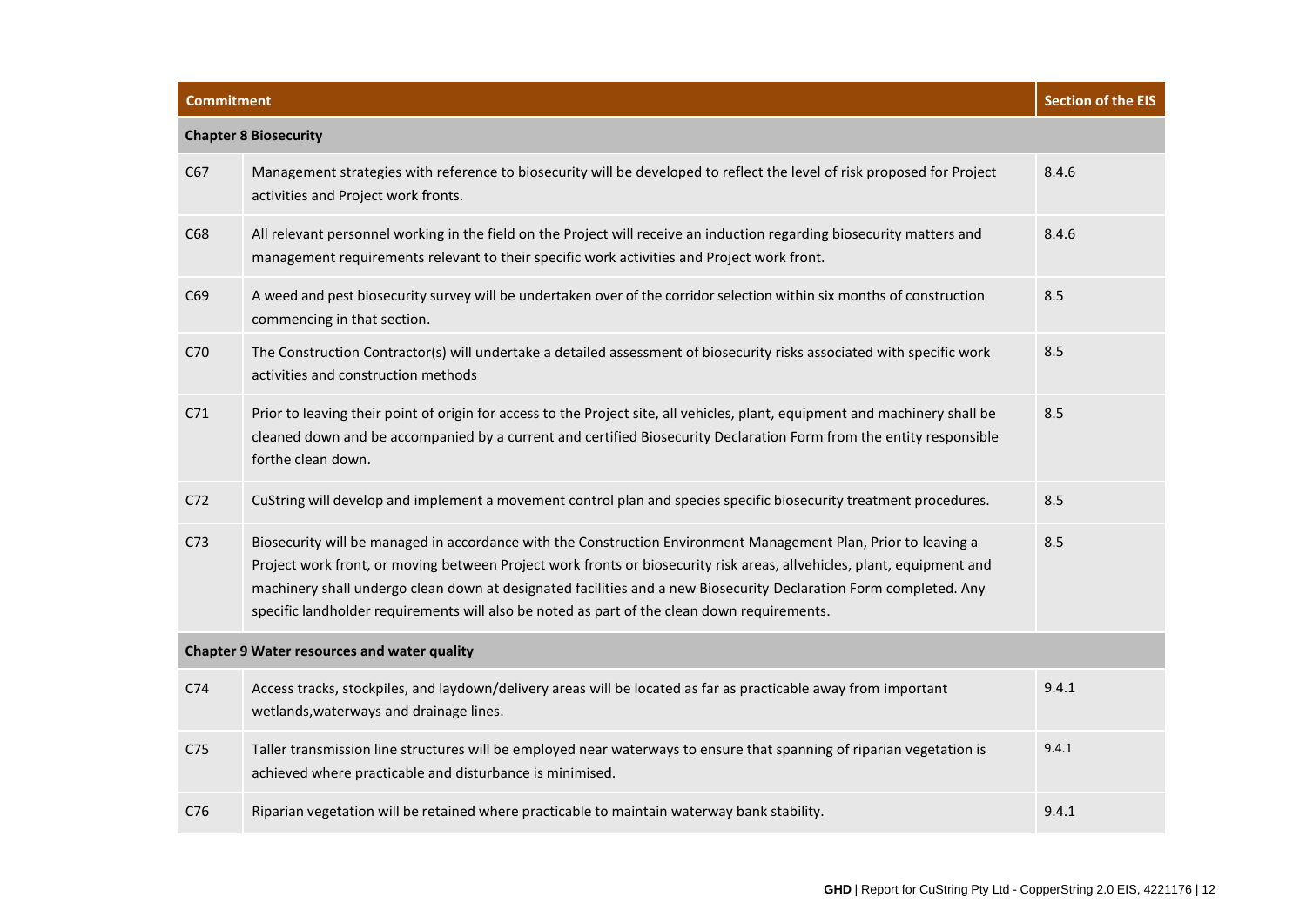| Commitment | | Section of the EIS |
|---|---|---|
| **Chapter 8 Biosecurity** | | |
| C67 | Management strategies with reference to biosecurity will be developed to reflect the level of risk proposed for Project activities and Project work fronts. | 8.4.6 |
| C68 | All relevant personnel working in the field on the Project will receive an induction regarding biosecurity matters and management requirements relevant to their specific work activities and Project work front. | 8.4.6 |
| C69 | A weed and pest biosecurity survey will be undertaken over of the corridor selection within six months of construction commencing in that section. | 8.5 |
| C70 | The Construction Contractor(s) will undertake a detailed assessment of biosecurity risks associated with specific work activities and construction methods | 8.5 |
| C71 | Prior to leaving their point of origin for access to the Project site, all vehicles, plant, equipment and machinery shall be cleaned down and be accompanied by a current and certified Biosecurity Declaration Form from the entity responsible forthe clean down. | 8.5 |
| C72 | CuString will develop and implement a movement control plan and species specific biosecurity treatment procedures. | 8.5 |
| C73 | Biosecurity will be managed in accordance with the Construction Environment Management Plan, Prior to leaving a Project work front, or moving between Project work fronts or biosecurity risk areas, allvehicles, plant, equipment and machinery shall undergo clean down at designated facilities and a new Biosecurity Declaration Form completed. Any specific landholder requirements will also be noted as part of the clean down requirements. | 8.5 |
| **Chapter 9 Water resources and water quality** | | |
| C74 | Access tracks, stockpiles, and laydown/delivery areas will be located as far as practicable away from important wetlands,waterways and drainage lines. | 9.4.1 |
| C75 | Taller transmission line structures will be employed near waterways to ensure that spanning of riparian vegetation is achieved where practicable and disturbance is minimised. | 9.4.1 |
| C76 | Riparian vegetation will be retained where practicable to maintain waterway bank stability. | 9.4.1 |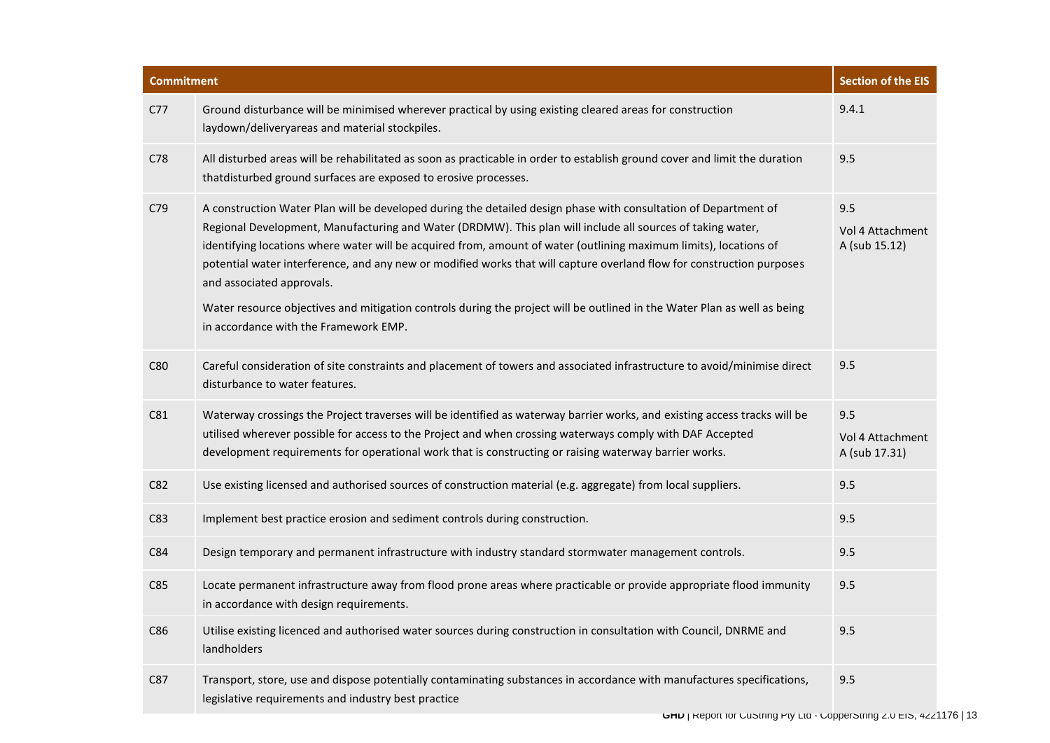| Commitment | | Section of the EIS |
|---|---|---|
| C77 | Ground disturbance will be minimised wherever practical by using existing cleared areas for construction laydown/deliveryareas and material stockpiles. | 9.4.1 |
| C78 | All disturbed areas will be rehabilitated as soon as practicable in order to establish ground cover and limit the duration thatdisturbed ground surfaces are exposed to erosive processes. | 9.5 |
| C79 | A construction Water Plan will be developed during the detailed design phase with consultation of Department of Regional Development, Manufacturing and Water (DRDMW). This plan will include all sources of taking water, identifying locations where water will be acquired from, amount of water (outlining maximum limits), locations of potential water interference, and any new or modified works that will capture overland flow for construction purposes and associated approvals.<br><br>Water resource objectives and mitigation controls during the project will be outlined in the Water Plan as well as being in accordance with the Framework EMP. | 9.5<br>Vol 4 Attachment A (sub 15.12) |
| C80 | Careful consideration of site constraints and placement of towers and associated infrastructure to avoid/minimise direct disturbance to water features. | 9.5 |
| C81 | Waterway crossings the Project traverses will be identified as waterway barrier works, and existing access tracks will be utilised wherever possible for access to the Project and when crossing waterways comply with DAF Accepted development requirements for operational work that is constructing or raising waterway barrier works. | 9.5<br>Vol 4 Attachment A (sub 17.31) |
| C82 | Use existing licensed and authorised sources of construction material (e.g. aggregate) from local suppliers. | 9.5 |
| C83 | Implement best practice erosion and sediment controls during construction. | 9.5 |
| C84 | Design temporary and permanent infrastructure with industry standard stormwater management controls. | 9.5 |
| C85 | Locate permanent infrastructure away from flood prone areas where practicable or provide appropriate flood immunity in accordance with design requirements. | 9.5 |
| C86 | Utilise existing licenced and authorised water sources during construction in consultation with Council, DNRME and landholders | 9.5 |
| C87 | Transport, store, use and dispose potentially contaminating substances in accordance with manufactures specifications, legislative requirements and industry best practice | 9.5 |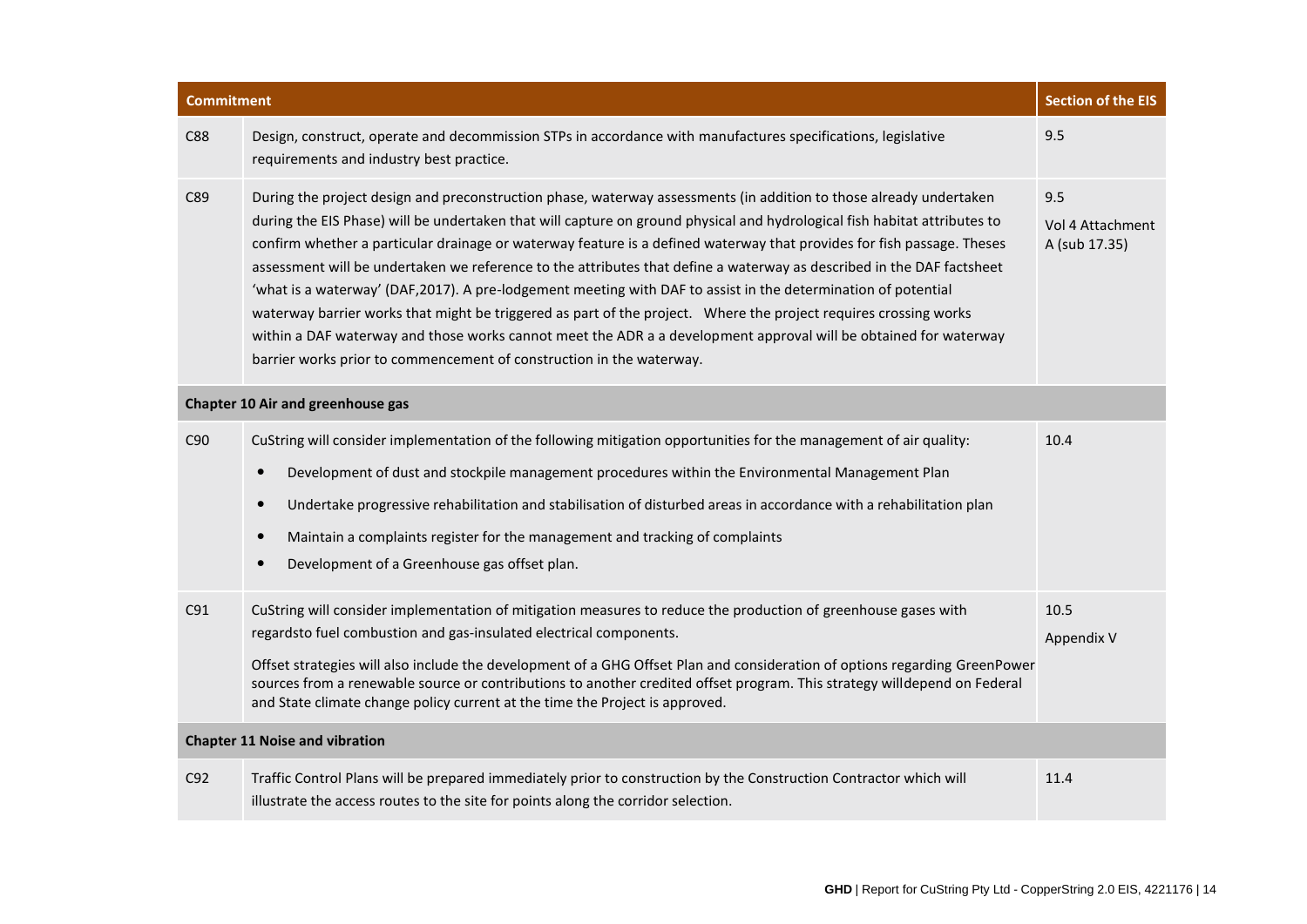| Commitment | | Section of the EIS |
|---|---|---|
| C88 | Design, construct, operate and decommission STPs in accordance with manufactures specifications, legislative requirements and industry best practice. | 9.5 |
| C89 | During the project design and preconstruction phase, waterway assessments (in addition to those already undertaken during the EIS Phase) will be undertaken that will capture on ground physical and hydrological fish habitat attributes to confirm whether a particular drainage or waterway feature is a defined waterway that provides for fish passage. Theses assessment will be undertaken we reference to the attributes that define a waterway as described in the DAF factsheet 'what is a waterway' (DAF,2017). A pre-lodgement meeting with DAF to assist in the determination of potential waterway barrier works that might be triggered as part of the project. Where the project requires crossing works within a DAF waterway and those works cannot meet the ADR a a development approval will be obtained for waterway barrier works prior to commencement of construction in the waterway. | 9.5<br>Vol 4 Attachment A (sub 17.35) |
| **Chapter 10 Air and greenhouse gas** | | |
| C90 | CuString will consider implementation of the following mitigation opportunities for the management of air quality:<br>• Development of dust and stockpile management procedures within the Environmental Management Plan<br>• Undertake progressive rehabilitation and stabilisation of disturbed areas in accordance with a rehabilitation plan<br>• Maintain a complaints register for the management and tracking of complaints<br>• Development of a Greenhouse gas offset plan. | 10.4 |
| C91 | CuString will consider implementation of mitigation measures to reduce the production of greenhouse gases with regardsto fuel combustion and gas-insulated electrical components.<br>Offset strategies will also include the development of a GHG Offset Plan and consideration of options regarding GreenPower sources from a renewable source or contributions to another credited offset program. This strategy willdepend on Federal and State climate change policy current at the time the Project is approved. | 10.5<br>Appendix V |
| **Chapter 11 Noise and vibration** | | |
| C92 | Traffic Control Plans will be prepared immediately prior to construction by the Construction Contractor which will illustrate the access routes to the site for points along the corridor selection. | 11.4 |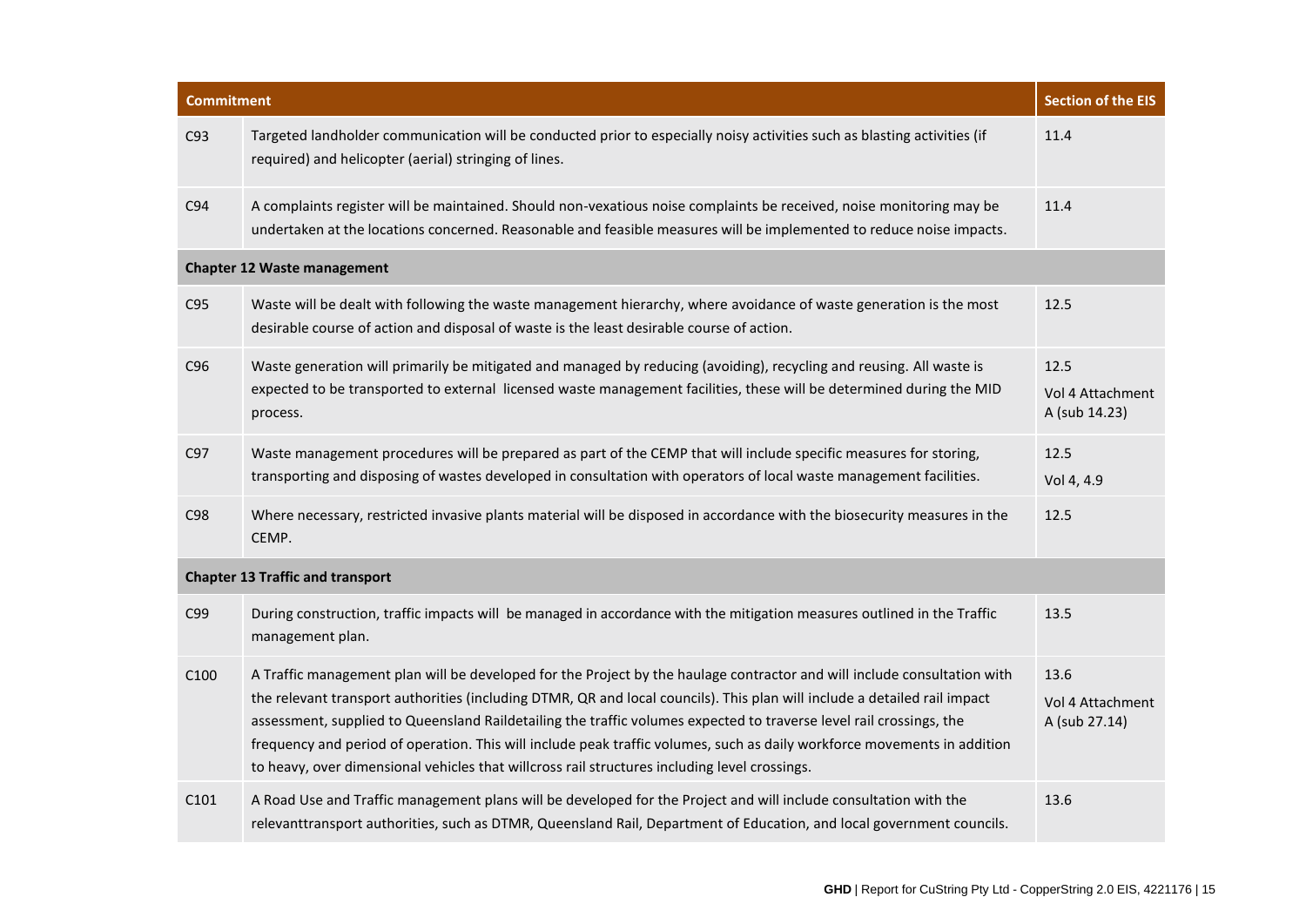| Commitment | | Section of the EIS |
|---|---|---|
| C93 | Targeted landholder communication will be conducted prior to especially noisy activities such as blasting activities (if required) and helicopter (aerial) stringing of lines. | 11.4 |
| C94 | A complaints register will be maintained. Should non-vexatious noise complaints be received, noise monitoring may be undertaken at the locations concerned. Reasonable and feasible measures will be implemented to reduce noise impacts. | 11.4 |
| **Chapter 12 Waste management** | | |
| C95 | Waste will be dealt with following the waste management hierarchy, where avoidance of waste generation is the most desirable course of action and disposal of waste is the least desirable course of action. | 12.5 |
| C96 | Waste generation will primarily be mitigated and managed by reducing (avoiding), recycling and reusing. All waste is expected to be transported to external licensed waste management facilities, these will be determined during the MID process. | 12.5<br>Vol 4 Attachment A (sub 14.23) |
| C97 | Waste management procedures will be prepared as part of the CEMP that will include specific measures for storing, transporting and disposing of wastes developed in consultation with operators of local waste management facilities. | 12.5<br>Vol 4, 4.9 |
| C98 | Where necessary, restricted invasive plants material will be disposed in accordance with the biosecurity measures in the CEMP. | 12.5 |
| **Chapter 13 Traffic and transport** | | |
| C99 | During construction, traffic impacts will be managed in accordance with the mitigation measures outlined in the Traffic management plan. | 13.5 |
| C100 | A Traffic management plan will be developed for the Project by the haulage contractor and will include consultation with the relevant transport authorities (including DTMR, QR and local councils). This plan will include a detailed rail impact assessment, supplied to Queensland Raildetailing the traffic volumes expected to traverse level rail crossings, the frequency and period of operation. This will include peak traffic volumes, such as daily workforce movements in addition to heavy, over dimensional vehicles that willcross rail structures including level crossings. | 13.6<br>Vol 4 Attachment A (sub 27.14) |
| C101 | A Road Use and Traffic management plans will be developed for the Project and will include consultation with the relevanttransport authorities, such as DTMR, Queensland Rail, Department of Education, and local government councils. | 13.6 |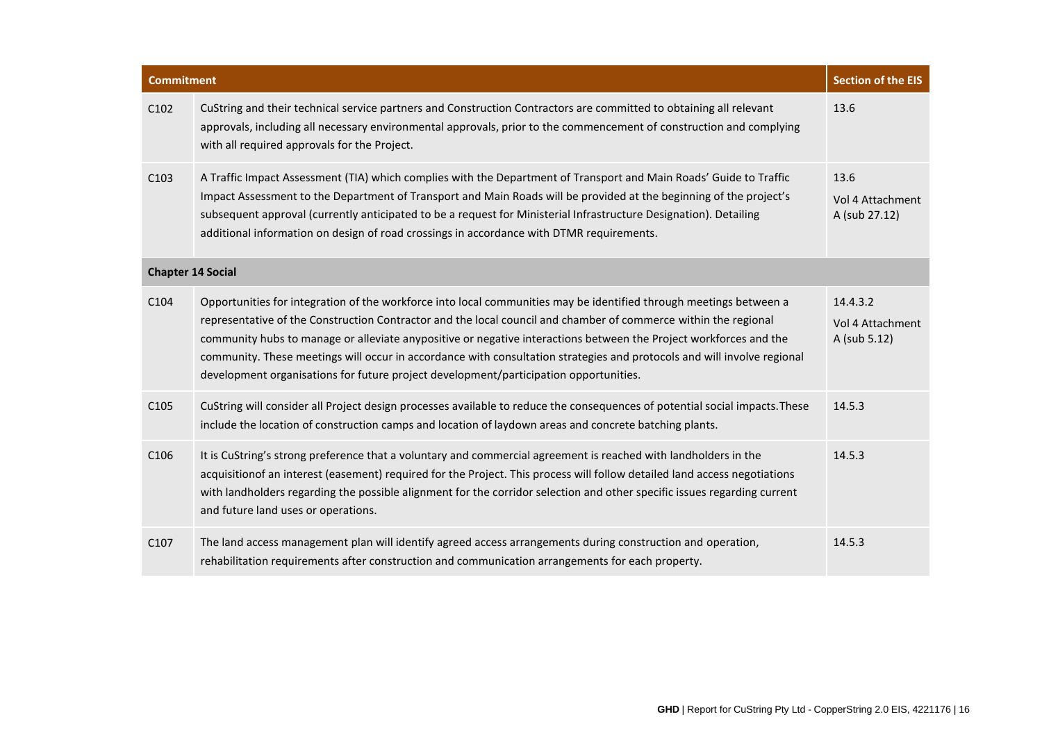| Commitment | | Section of the EIS |
|---|---|---|
| C102 | CuString and their technical service partners and Construction Contractors are committed to obtaining all relevant approvals, including all necessary environmental approvals, prior to the commencement of construction and complying with all required approvals for the Project. | 13.6 |
| C103 | A Traffic Impact Assessment (TIA) which complies with the Department of Transport and Main Roads' Guide to Traffic Impact Assessment to the Department of Transport and Main Roads will be provided at the beginning of the project's subsequent approval (currently anticipated to be a request for Ministerial Infrastructure Designation). Detailing additional information on design of road crossings in accordance with DTMR requirements. | 13.6<br>Vol 4 Attachment A (sub 27.12) |
| **Chapter 14 Social** | | |
| C104 | Opportunities for integration of the workforce into local communities may be identified through meetings between a representative of the Construction Contractor and the local council and chamber of commerce within the regional community hubs to manage or alleviate anypositive or negative interactions between the Project workforces and the community. These meetings will occur in accordance with consultation strategies and protocols and will involve regional development organisations for future project development/participation opportunities. | 14.4.3.2<br>Vol 4 Attachment A (sub 5.12) |
| C105 | CuString will consider all Project design processes available to reduce the consequences of potential social impacts.These include the location of construction camps and location of laydown areas and concrete batching plants. | 14.5.3 |
| C106 | It is CuString's strong preference that a voluntary and commercial agreement is reached with landholders in the acquisitionof an interest (easement) required for the Project. This process will follow detailed land access negotiations with landholders regarding the possible alignment for the corridor selection and other specific issues regarding current and future land uses or operations. | 14.5.3 |
| C107 | The land access management plan will identify agreed access arrangements during construction and operation, rehabilitation requirements after construction and communication arrangements for each property. | 14.5.3 |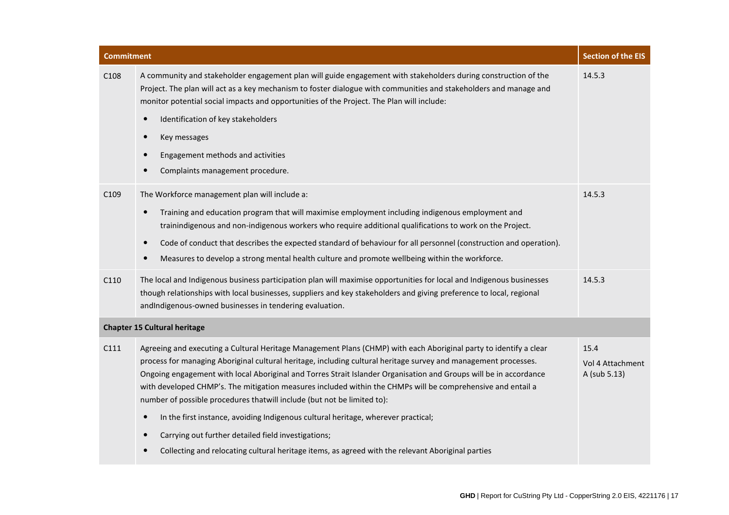| Commitment | | Section of the EIS |
|---|---|---|
| C108 | A community and stakeholder engagement plan will guide engagement with stakeholders during construction of the Project. The plan will act as a key mechanism to foster dialogue with communities and stakeholders and manage and monitor potential social impacts and opportunities of the Project. The Plan will include:<br>• Identification of key stakeholders<br>• Key messages<br>• Engagement methods and activities<br>• Complaints management procedure. | 14.5.3 |
| C109 | The Workforce management plan will include a:<br>• Training and education program that will maximise employment including indigenous employment and trainindigenous and non-indigenous workers who require additional qualifications to work on the Project.<br>• Code of conduct that describes the expected standard of behaviour for all personnel (construction and operation).<br>• Measures to develop a strong mental health culture and promote wellbeing within the workforce. | 14.5.3 |
| C110 | The local and Indigenous business participation plan will maximise opportunities for local and Indigenous businesses though relationships with local businesses, suppliers and key stakeholders and giving preference to local, regional andIndigenous-owned businesses in tendering evaluation. | 14.5.3 |
| **Chapter 15 Cultural heritage** | | |
| C111 | Agreeing and executing a Cultural Heritage Management Plans (CHMP) with each Aboriginal party to identify a clear process for managing Aboriginal cultural heritage, including cultural heritage survey and management processes. Ongoing engagement with local Aboriginal and Torres Strait Islander Organisation and Groups will be in accordance with developed CHMP's. The mitigation measures included within the CHMPs will be comprehensive and entail a number of possible procedures thatwill include (but not be limited to):<br>• In the first instance, avoiding Indigenous cultural heritage, wherever practical;<br>• Carrying out further detailed field investigations;<br>• Collecting and relocating cultural heritage items, as agreed with the relevant Aboriginal parties | 15.4<br>Vol 4 Attachment A (sub 5.13) |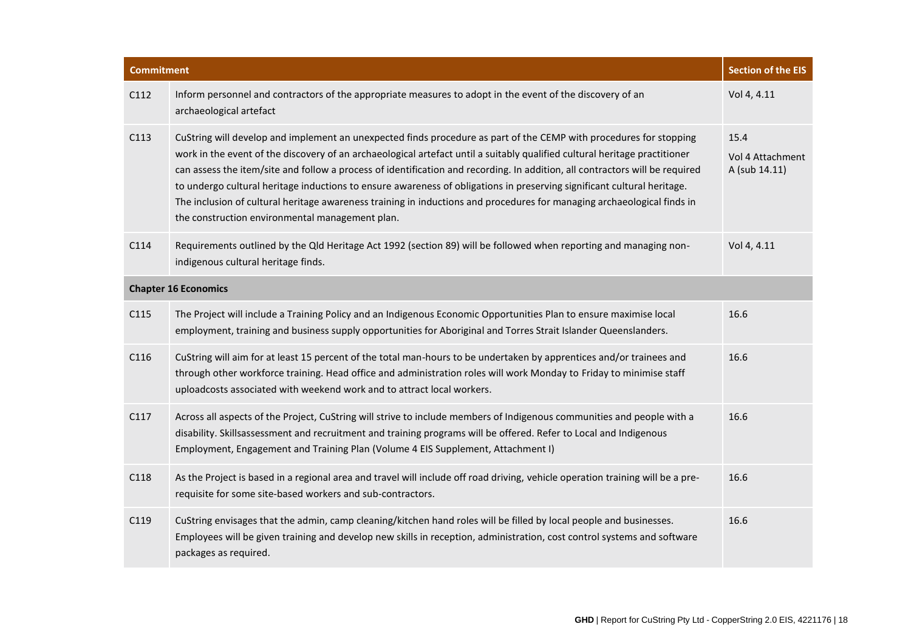| Commitment | | Section of the EIS |
|---|---|---|
| C112 | Inform personnel and contractors of the appropriate measures to adopt in the event of the discovery of an archaeological artefact | Vol 4, 4.11 |
| C113 | CuString will develop and implement an unexpected finds procedure as part of the CEMP with procedures for stopping work in the event of the discovery of an archaeological artefact until a suitably qualified cultural heritage practitioner can assess the item/site and follow a process of identification and recording. In addition, all contractors will be required to undergo cultural heritage inductions to ensure awareness of obligations in preserving significant cultural heritage. The inclusion of cultural heritage awareness training in inductions and procedures for managing archaeological finds in the construction environmental management plan. | 15.4<br>Vol 4 Attachment A (sub 14.11) |
| C114 | Requirements outlined by the Qld Heritage Act 1992 (section 89) will be followed when reporting and managing non-indigenous cultural heritage finds. | Vol 4, 4.11 |
| **Chapter 16 Economics** | | |
| C115 | The Project will include a Training Policy and an Indigenous Economic Opportunities Plan to ensure maximise local employment, training and business supply opportunities for Aboriginal and Torres Strait Islander Queenslanders. | 16.6 |
| C116 | CuString will aim for at least 15 percent of the total man-hours to be undertaken by apprentices and/or trainees and through other workforce training. Head office and administration roles will work Monday to Friday to minimise staff uploadcosts associated with weekend work and to attract local workers. | 16.6 |
| C117 | Across all aspects of the Project, CuString will strive to include members of Indigenous communities and people with a disability. Skillsassessment and recruitment and training programs will be offered. Refer to Local and Indigenous Employment, Engagement and Training Plan (Volume 4 EIS Supplement, Attachment I) | 16.6 |
| C118 | As the Project is based in a regional area and travel will include off road driving, vehicle operation training will be a pre-requisite for some site-based workers and sub-contractors. | 16.6 |
| C119 | CuString envisages that the admin, camp cleaning/kitchen hand roles will be filled by local people and businesses. Employees will be given training and develop new skills in reception, administration, cost control systems and software packages as required. | 16.6 |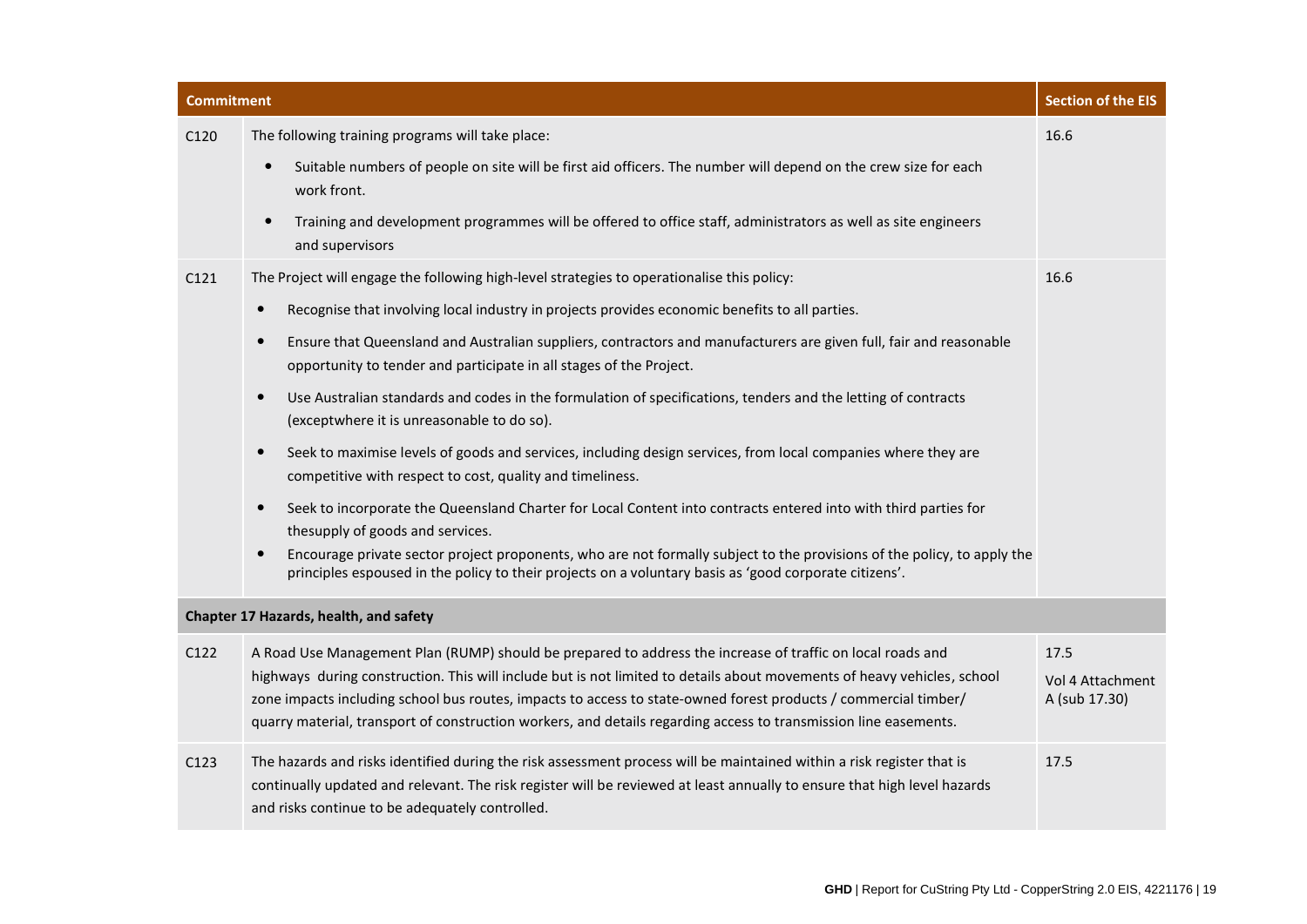| Commitment | | Section of the EIS |
|---|---|---|
| C120 | The following training programs will take place:<br>• Suitable numbers of people on site will be first aid officers. The number will depend on the crew size for each work front.<br>• Training and development programmes will be offered to office staff, administrators as well as site engineers and supervisors | 16.6 |
| C121 | The Project will engage the following high-level strategies to operationalise this policy:<br>• Recognise that involving local industry in projects provides economic benefits to all parties.<br>• Ensure that Queensland and Australian suppliers, contractors and manufacturers are given full, fair and reasonable opportunity to tender and participate in all stages of the Project.<br>• Use Australian standards and codes in the formulation of specifications, tenders and the letting of contracts (exceptwhere it is unreasonable to do so).<br>• Seek to maximise levels of goods and services, including design services, from local companies where they are competitive with respect to cost, quality and timeliness.<br>• Seek to incorporate the Queensland Charter for Local Content into contracts entered into with third parties for thesupply of goods and services.<br>• Encourage private sector project proponents, who are not formally subject to the provisions of the policy, to apply the principles espoused in the policy to their projects on a voluntary basis as 'good corporate citizens'. | 16.6 |
| **Chapter 17 Hazards, health, and safety** | | |
| C122 | A Road Use Management Plan (RUMP) should be prepared to address the increase of traffic on local roads and highways during construction. This will include but is not limited to details about movements of heavy vehicles, school zone impacts including school bus routes, impacts to access to state-owned forest products / commercial timber/ quarry material, transport of construction workers, and details regarding access to transmission line easements. | 17.5<br>Vol 4 Attachment A (sub 17.30) |
| C123 | The hazards and risks identified during the risk assessment process will be maintained within a risk register that is continually updated and relevant. The risk register will be reviewed at least annually to ensure that high level hazards and risks continue to be adequately controlled. | 17.5 |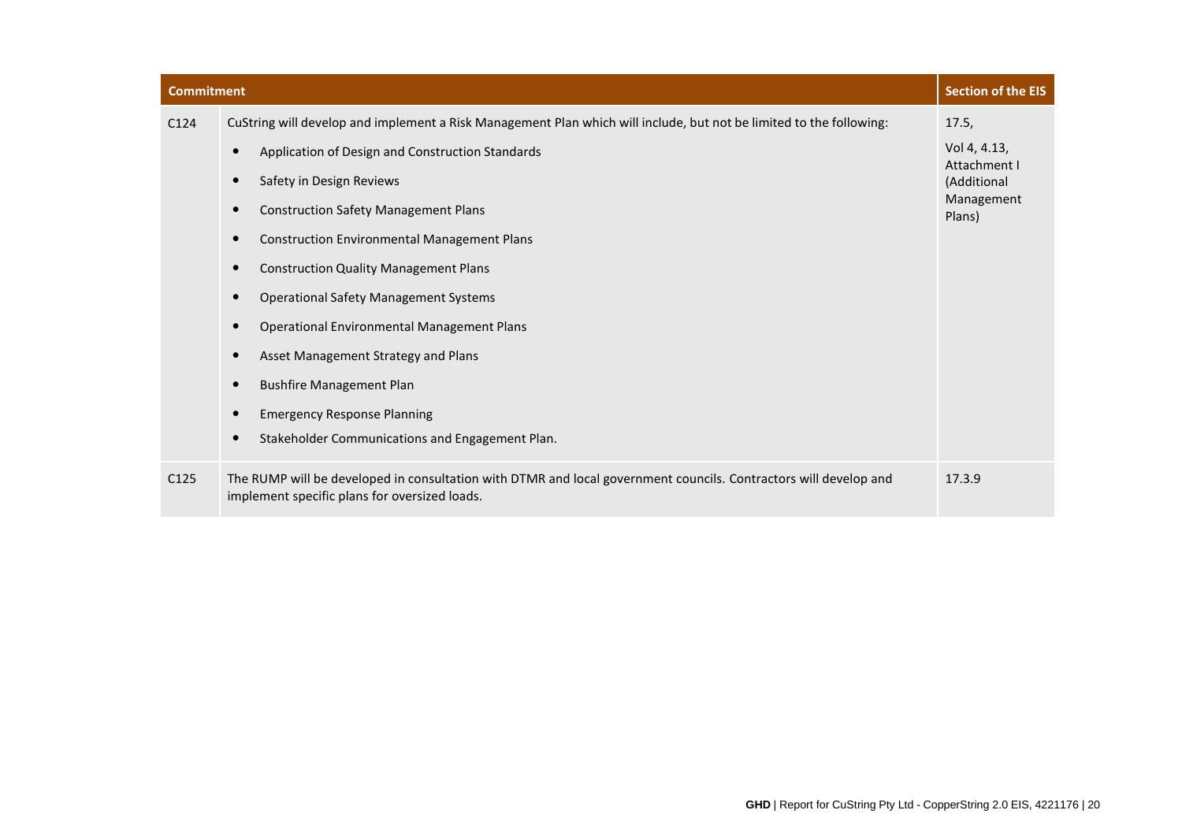| Commitment | | Section of the EIS |
|---|---|---|
| C124 | CuString will develop and implement a Risk Management Plan which will include, but not be limited to the following:<br>• Application of Design and Construction Standards<br>• Safety in Design Reviews<br>• Construction Safety Management Plans<br>• Construction Environmental Management Plans<br>• Construction Quality Management Plans<br>• Operational Safety Management Systems<br>• Operational Environmental Management Plans<br>• Asset Management Strategy and Plans<br>• Bushfire Management Plan<br>• Emergency Response Planning<br>• Stakeholder Communications and Engagement Plan. | 17.5,<br>Vol 4, 4.13, Attachment I (Additional Management Plans) |
| C125 | The RUMP will be developed in consultation with DTMR and local government councils. Contractors will develop and implement specific plans for oversized loads. | 17.3.9 |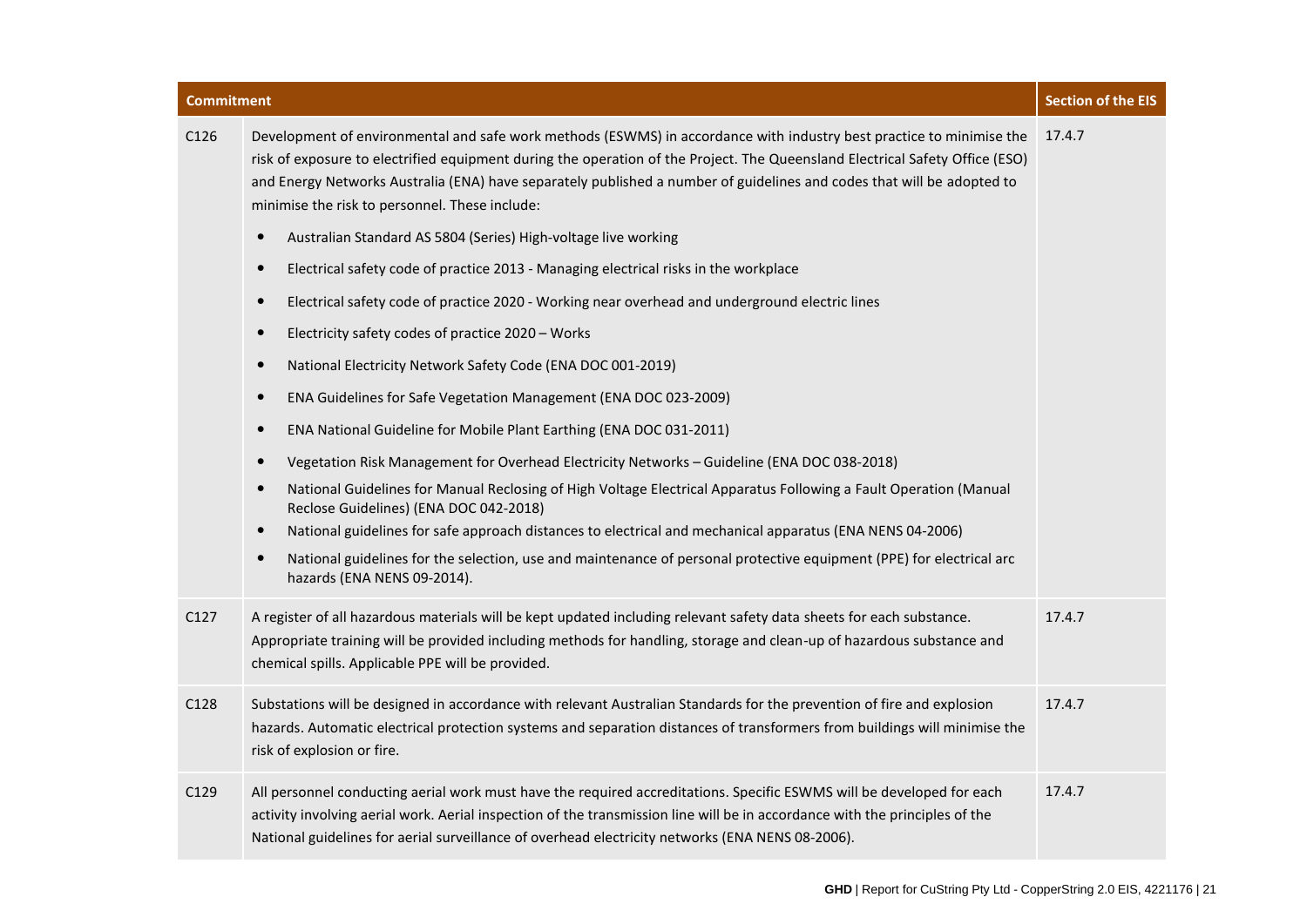| Commitment | | Section of the EIS |
|---|---|---|
| C126 | Development of environmental and safe work methods (ESWMS) in accordance with industry best practice to minimise the risk of exposure to electrified equipment during the operation of the Project. The Queensland Electrical Safety Office (ESO) and Energy Networks Australia (ENA) have separately published a number of guidelines and codes that will be adopted to minimise the risk to personnel. These include:<br>• Australian Standard AS 5804 (Series) High-voltage live working<br>• Electrical safety code of practice 2013 - Managing electrical risks in the workplace<br>• Electrical safety code of practice 2020 - Working near overhead and underground electric lines<br>• Electricity safety codes of practice 2020 – Works<br>• National Electricity Network Safety Code (ENA DOC 001-2019)<br>• ENA Guidelines for Safe Vegetation Management (ENA DOC 023-2009)<br>• ENA National Guideline for Mobile Plant Earthing (ENA DOC 031-2011)<br>• Vegetation Risk Management for Overhead Electricity Networks – Guideline (ENA DOC 038-2018)<br>• National Guidelines for Manual Reclosing of High Voltage Electrical Apparatus Following a Fault Operation (Manual Reclose Guidelines) (ENA DOC 042-2018)<br>• National guidelines for safe approach distances to electrical and mechanical apparatus (ENA NENS 04-2006)<br>• National guidelines for the selection, use and maintenance of personal protective equipment (PPE) for electrical arc hazards (ENA NENS 09-2014). | 17.4.7 |
| C127 | A register of all hazardous materials will be kept updated including relevant safety data sheets for each substance. Appropriate training will be provided including methods for handling, storage and clean-up of hazardous substance and chemical spills. Applicable PPE will be provided. | 17.4.7 |
| C128 | Substations will be designed in accordance with relevant Australian Standards for the prevention of fire and explosion hazards. Automatic electrical protection systems and separation distances of transformers from buildings will minimise the risk of explosion or fire. | 17.4.7 |
| C129 | All personnel conducting aerial work must have the required accreditations. Specific ESWMS will be developed for each activity involving aerial work. Aerial inspection of the transmission line will be in accordance with the principles of the National guidelines for aerial surveillance of overhead electricity networks (ENA NENS 08-2006). | 17.4.7 |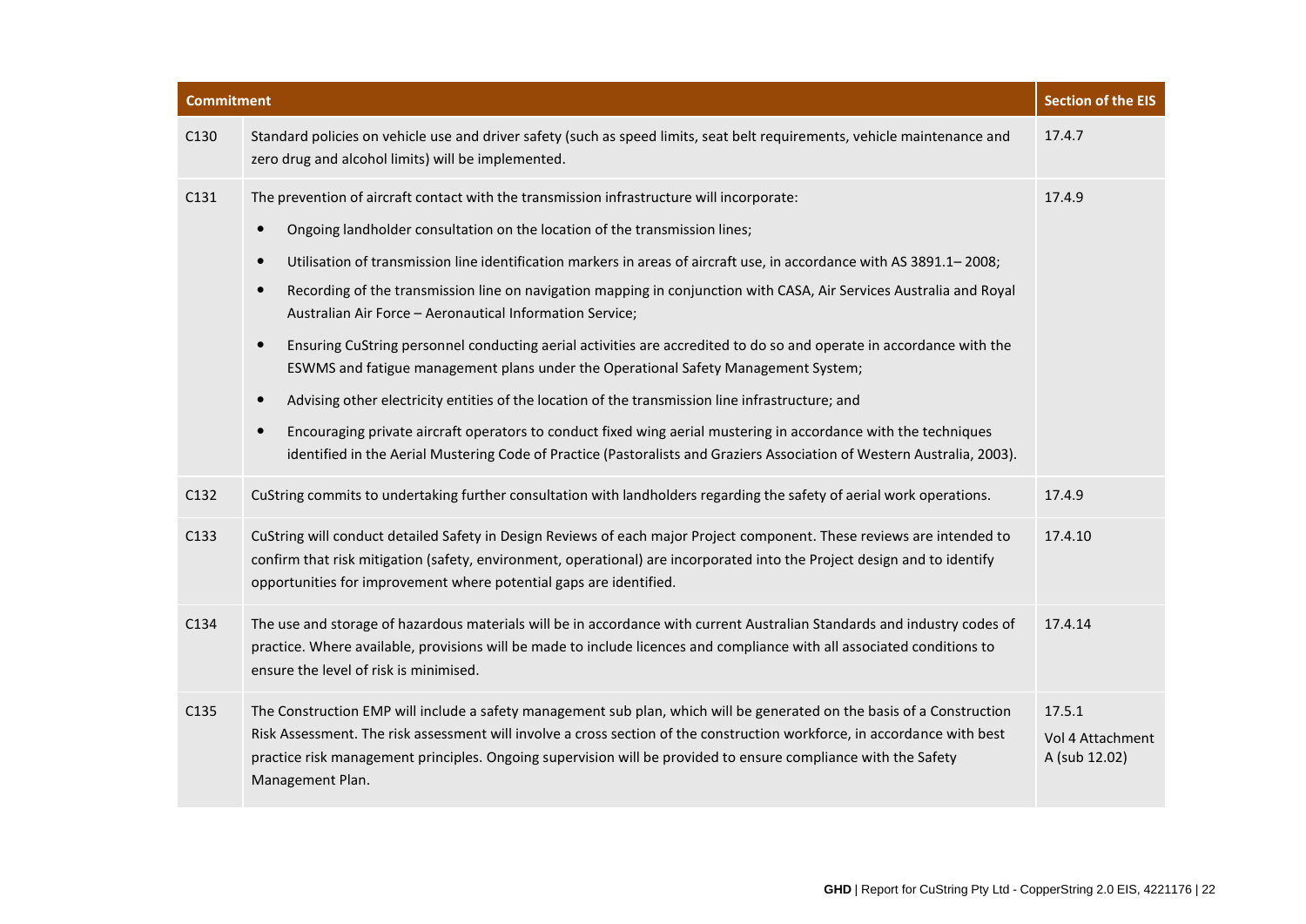| Commitment | | Section of the EIS |
|---|---|---|
| C130 | Standard policies on vehicle use and driver safety (such as speed limits, seat belt requirements, vehicle maintenance and zero drug and alcohol limits) will be implemented. | 17.4.7 |
| C131 | The prevention of aircraft contact with the transmission infrastructure will incorporate:<br>• Ongoing landholder consultation on the location of the transmission lines;<br>• Utilisation of transmission line identification markers in areas of aircraft use, in accordance with AS 3891.1– 2008;<br>• Recording of the transmission line on navigation mapping in conjunction with CASA, Air Services Australia and Royal Australian Air Force – Aeronautical Information Service;<br>• Ensuring CuString personnel conducting aerial activities are accredited to do so and operate in accordance with the ESWMS and fatigue management plans under the Operational Safety Management System;<br>• Advising other electricity entities of the location of the transmission line infrastructure; and<br>• Encouraging private aircraft operators to conduct fixed wing aerial mustering in accordance with the techniques identified in the Aerial Mustering Code of Practice (Pastoralists and Graziers Association of Western Australia, 2003). | 17.4.9 |
| C132 | CuString commits to undertaking further consultation with landholders regarding the safety of aerial work operations. | 17.4.9 |
| C133 | CuString will conduct detailed Safety in Design Reviews of each major Project component. These reviews are intended to confirm that risk mitigation (safety, environment, operational) are incorporated into the Project design and to identify opportunities for improvement where potential gaps are identified. | 17.4.10 |
| C134 | The use and storage of hazardous materials will be in accordance with current Australian Standards and industry codes of practice. Where available, provisions will be made to include licences and compliance with all associated conditions to ensure the level of risk is minimised. | 17.4.14 |
| C135 | The Construction EMP will include a safety management sub plan, which will be generated on the basis of a Construction Risk Assessment. The risk assessment will involve a cross section of the construction workforce, in accordance with best practice risk management principles. Ongoing supervision will be provided to ensure compliance with the Safety Management Plan. | 17.5.1<br>Vol 4 Attachment A (sub 12.02) |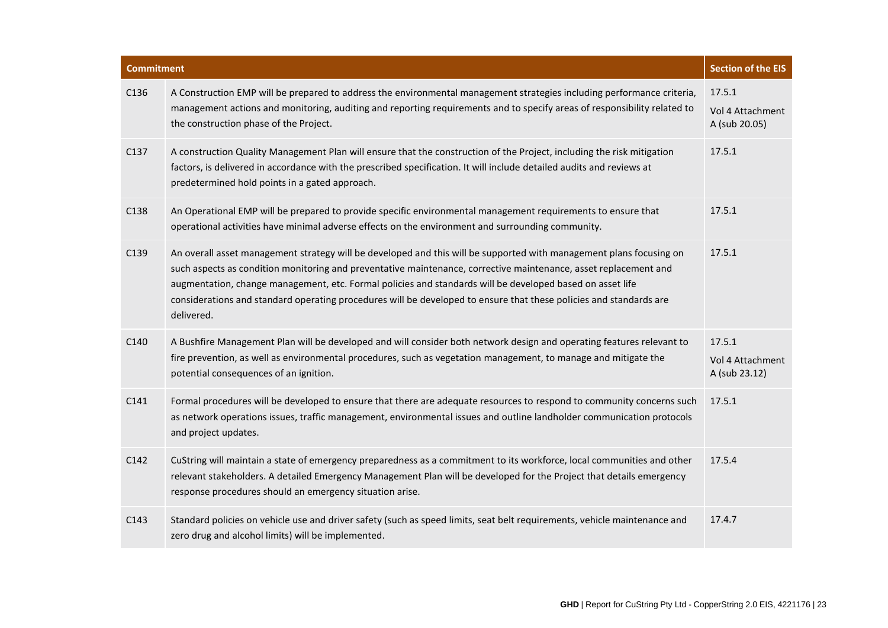| Commitment | | Section of the EIS |
|---|---|---|
| C136 | A Construction EMP will be prepared to address the environmental management strategies including performance criteria, management actions and monitoring, auditing and reporting requirements and to specify areas of responsibility related to the construction phase of the Project. | 17.5.1<br>Vol 4 Attachment A (sub 20.05) |
| C137 | A construction Quality Management Plan will ensure that the construction of the Project, including the risk mitigation factors, is delivered in accordance with the prescribed specification. It will include detailed audits and reviews at predetermined hold points in a gated approach. | 17.5.1 |
| C138 | An Operational EMP will be prepared to provide specific environmental management requirements to ensure that operational activities have minimal adverse effects on the environment and surrounding community. | 17.5.1 |
| C139 | An overall asset management strategy will be developed and this will be supported with management plans focusing on such aspects as condition monitoring and preventative maintenance, corrective maintenance, asset replacement and augmentation, change management, etc. Formal policies and standards will be developed based on asset life considerations and standard operating procedures will be developed to ensure that these policies and standards are delivered. | 17.5.1 |
| C140 | A Bushfire Management Plan will be developed and will consider both network design and operating features relevant to fire prevention, as well as environmental procedures, such as vegetation management, to manage and mitigate the potential consequences of an ignition. | 17.5.1<br>Vol 4 Attachment A (sub 23.12) |
| C141 | Formal procedures will be developed to ensure that there are adequate resources to respond to community concerns such as network operations issues, traffic management, environmental issues and outline landholder communication protocols and project updates. | 17.5.1 |
| C142 | CuString will maintain a state of emergency preparedness as a commitment to its workforce, local communities and other relevant stakeholders. A detailed Emergency Management Plan will be developed for the Project that details emergency response procedures should an emergency situation arise. | 17.5.4 |
| C143 | Standard policies on vehicle use and driver safety (such as speed limits, seat belt requirements, vehicle maintenance and zero drug and alcohol limits) will be implemented. | 17.4.7 |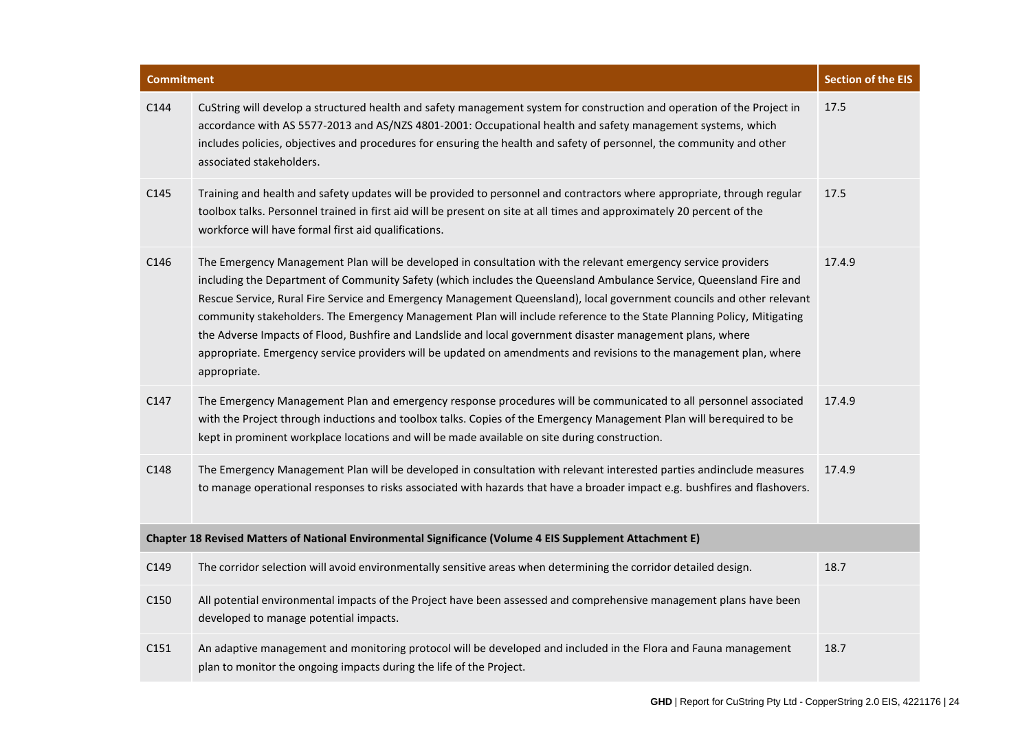| Commitment | | Section of the EIS |
|---|---|---|
| C144 | CuString will develop a structured health and safety management system for construction and operation of the Project in accordance with AS 5577-2013 and AS/NZS 4801-2001: Occupational health and safety management systems, which includes policies, objectives and procedures for ensuring the health and safety of personnel, the community and other associated stakeholders. | 17.5 |
| C145 | Training and health and safety updates will be provided to personnel and contractors where appropriate, through regular toolbox talks. Personnel trained in first aid will be present on site at all times and approximately 20 percent of the workforce will have formal first aid qualifications. | 17.5 |
| C146 | The Emergency Management Plan will be developed in consultation with the relevant emergency service providers including the Department of Community Safety (which includes the Queensland Ambulance Service, Queensland Fire and Rescue Service, Rural Fire Service and Emergency Management Queensland), local government councils and other relevant community stakeholders. The Emergency Management Plan will include reference to the State Planning Policy, Mitigating the Adverse Impacts of Flood, Bushfire and Landslide and local government disaster management plans, where appropriate. Emergency service providers will be updated on amendments and revisions to the management plan, where appropriate. | 17.4.9 |
| C147 | The Emergency Management Plan and emergency response procedures will be communicated to all personnel associated with the Project through inductions and toolbox talks. Copies of the Emergency Management Plan will berequired to be kept in prominent workplace locations and will be made available on site during construction. | 17.4.9 |
| C148 | The Emergency Management Plan will be developed in consultation with relevant interested parties andinclude measures to manage operational responses to risks associated with hazards that have a broader impact e.g. bushfires and flashovers. | 17.4.9 |
| **Chapter 18 Revised Matters of National Environmental Significance (Volume 4 EIS Supplement Attachment E)** | | |
| C149 | The corridor selection will avoid environmentally sensitive areas when determining the corridor detailed design. | 18.7 |
| C150 | All potential environmental impacts of the Project have been assessed and comprehensive management plans have been developed to manage potential impacts. | |
| C151 | An adaptive management and monitoring protocol will be developed and included in the Flora and Fauna management plan to monitor the ongoing impacts during the life of the Project. | 18.7 |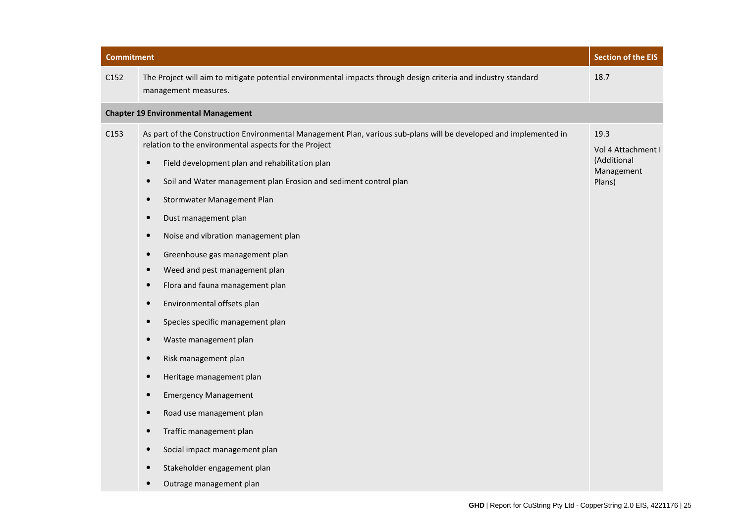| Commitment | | Section of the EIS |
|---|---|---|
| C152 | The Project will aim to mitigate potential environmental impacts through design criteria and industry standard management measures. | 18.7 |
| **Chapter 19 Environmental Management** | | |
| C153 | As part of the Construction Environmental Management Plan, various sub-plans will be developed and implemented in relation to the environmental aspects for the Project<br>• Field development plan and rehabilitation plan<br>• Soil and Water management plan Erosion and sediment control plan<br>• Stormwater Management Plan<br>• Dust management plan<br>• Noise and vibration management plan<br>• Greenhouse gas management plan<br>• Weed and pest management plan<br>• Flora and fauna management plan<br>• Environmental offsets plan<br>• Species specific management plan<br>• Waste management plan<br>• Risk management plan<br>• Heritage management plan<br>• Emergency Management<br>• Road use management plan<br>• Traffic management plan<br>• Social impact management plan<br>• Stakeholder engagement plan<br>• Outrage management plan | 19.3<br>Vol 4 Attachment I (Additional Management Plans) |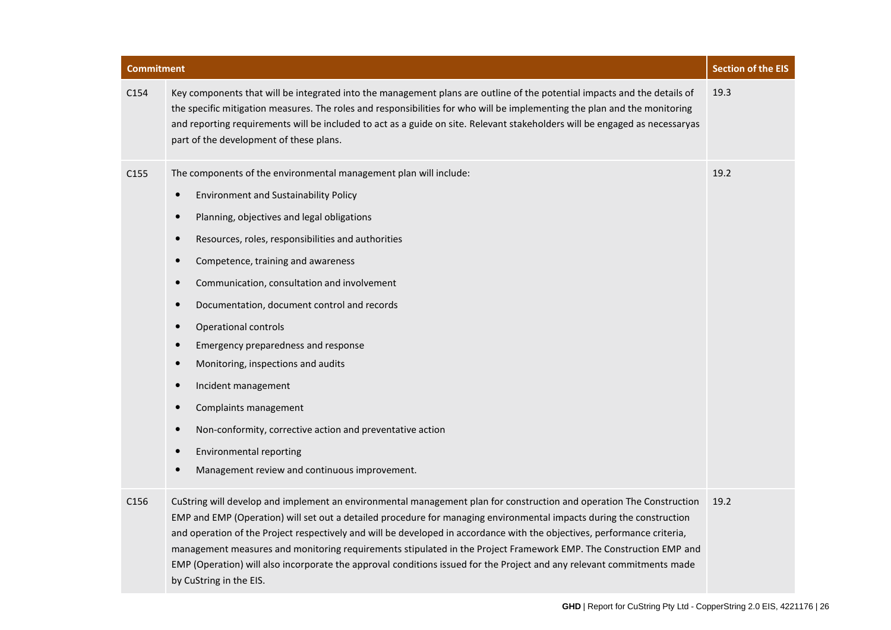| Commitment | | Section of the EIS |
|---|---|---|
| C154 | Key components that will be integrated into the management plans are outline of the potential impacts and the details of the specific mitigation measures. The roles and responsibilities for who will be implementing the plan and the monitoring and reporting requirements will be included to act as a guide on site. Relevant stakeholders will be engaged as necessaryas part of the development of these plans. | 19.3 |
| C155 | The components of the environmental management plan will include:<br>• Environment and Sustainability Policy<br>• Planning, objectives and legal obligations<br>• Resources, roles, responsibilities and authorities<br>• Competence, training and awareness<br>• Communication, consultation and involvement<br>• Documentation, document control and records<br>• Operational controls<br>• Emergency preparedness and response<br>• Monitoring, inspections and audits<br>• Incident management<br>• Complaints management<br>• Non-conformity, corrective action and preventative action<br>• Environmental reporting<br>• Management review and continuous improvement. | 19.2 |
| C156 | CuString will develop and implement an environmental management plan for construction and operation The Construction EMP and EMP (Operation) will set out a detailed procedure for managing environmental impacts during the construction and operation of the Project respectively and will be developed in accordance with the objectives, performance criteria, management measures and monitoring requirements stipulated in the Project Framework EMP. The Construction EMP and EMP (Operation) will also incorporate the approval conditions issued for the Project and any relevant commitments made by CuString in the EIS. | 19.2 |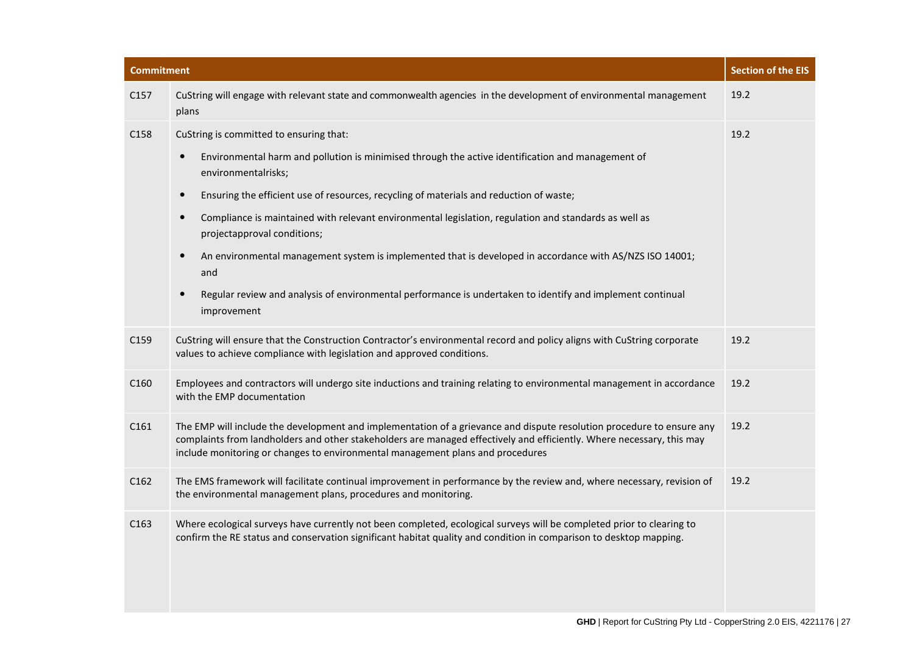| Commitment | | Section of the EIS |
|---|---|---|
| C157 | CuString will engage with relevant state and commonwealth agencies in the development of environmental management plans | 19.2 |
| C158 | CuString is committed to ensuring that:<br>• Environmental harm and pollution is minimised through the active identification and management of environmentalrisks;<br>• Ensuring the efficient use of resources, recycling of materials and reduction of waste;<br>• Compliance is maintained with relevant environmental legislation, regulation and standards as well as projectapproval conditions;<br>• An environmental management system is implemented that is developed in accordance with AS/NZS ISO 14001; and<br>• Regular review and analysis of environmental performance is undertaken to identify and implement continual improvement | 19.2 |
| C159 | CuString will ensure that the Construction Contractor's environmental record and policy aligns with CuString corporate values to achieve compliance with legislation and approved conditions. | 19.2 |
| C160 | Employees and contractors will undergo site inductions and training relating to environmental management in accordance with the EMP documentation | 19.2 |
| C161 | The EMP will include the development and implementation of a grievance and dispute resolution procedure to ensure any complaints from landholders and other stakeholders are managed effectively and efficiently. Where necessary, this may include monitoring or changes to environmental management plans and procedures | 19.2 |
| C162 | The EMS framework will facilitate continual improvement in performance by the review and, where necessary, revision of the environmental management plans, procedures and monitoring. | 19.2 |
| C163 | Where ecological surveys have currently not been completed, ecological surveys will be completed prior to clearing to confirm the RE status and conservation significant habitat quality and condition in comparison to desktop mapping. | |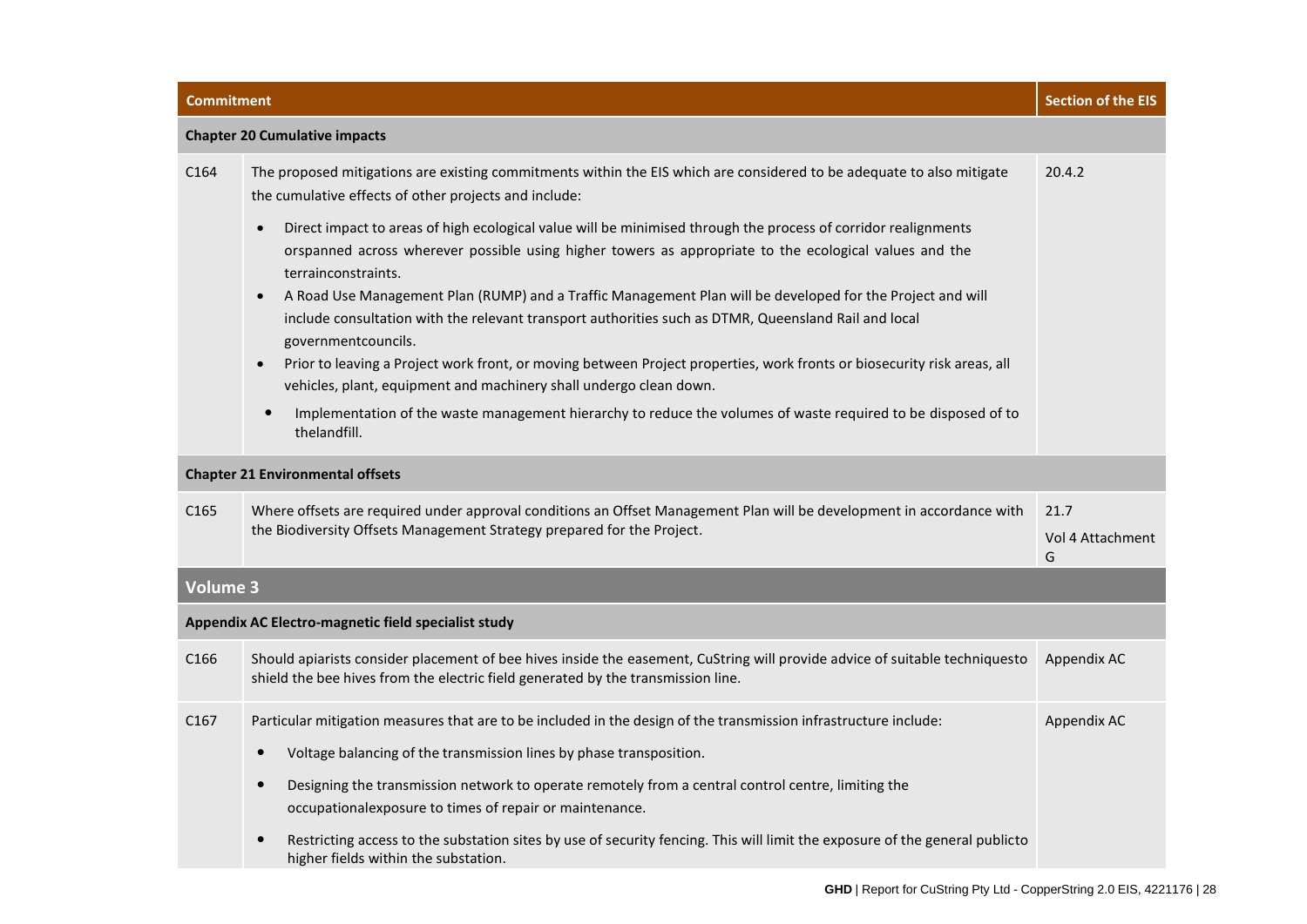| Commitment | | Section of the EIS |
|---|---|---|
| **Chapter 20 Cumulative impacts** | | |
| C164 | The proposed mitigations are existing commitments within the EIS which are considered to be adequate to also mitigate the cumulative effects of other projects and include: <br>• Direct impact to areas of high ecological value will be minimised through the process of corridor realignments orspanned across wherever possible using higher towers as appropriate to the ecological values and the terrainconstraints. <br>• A Road Use Management Plan (RUMP) and a Traffic Management Plan will be developed for the Project and will include consultation with the relevant transport authorities such as DTMR, Queensland Rail and local governmentcouncils. <br>• Prior to leaving a Project work front, or moving between Project properties, work fronts or biosecurity risk areas, all vehicles, plant, equipment and machinery shall undergo clean down. <br>• Implementation of the waste management hierarchy to reduce the volumes of waste required to be disposed of to thelandfill. | 20.4.2 |
| **Chapter 21 Environmental offsets** | | |
| C165 | Where offsets are required under approval conditions an Offset Management Plan will be development in accordance with the Biodiversity Offsets Management Strategy prepared for the Project. | 21.7 <br>Vol 4 Attachment G |
| **Volume 3** | | |
| **Appendix AC Electro-magnetic field specialist study** | | |
| C166 | Should apiarists consider placement of bee hives inside the easement, CuString will provide advice of suitable techniquesto shield the bee hives from the electric field generated by the transmission line. | Appendix AC |
| C167 | Particular mitigation measures that are to be included in the design of the transmission infrastructure include: <br>• Voltage balancing of the transmission lines by phase transposition. <br>• Designing the transmission network to operate remotely from a central control centre, limiting the occupationalexposure to times of repair or maintenance. <br>• Restricting access to the substation sites by use of security fencing. This will limit the exposure of the general publicto higher fields within the substation. | Appendix AC |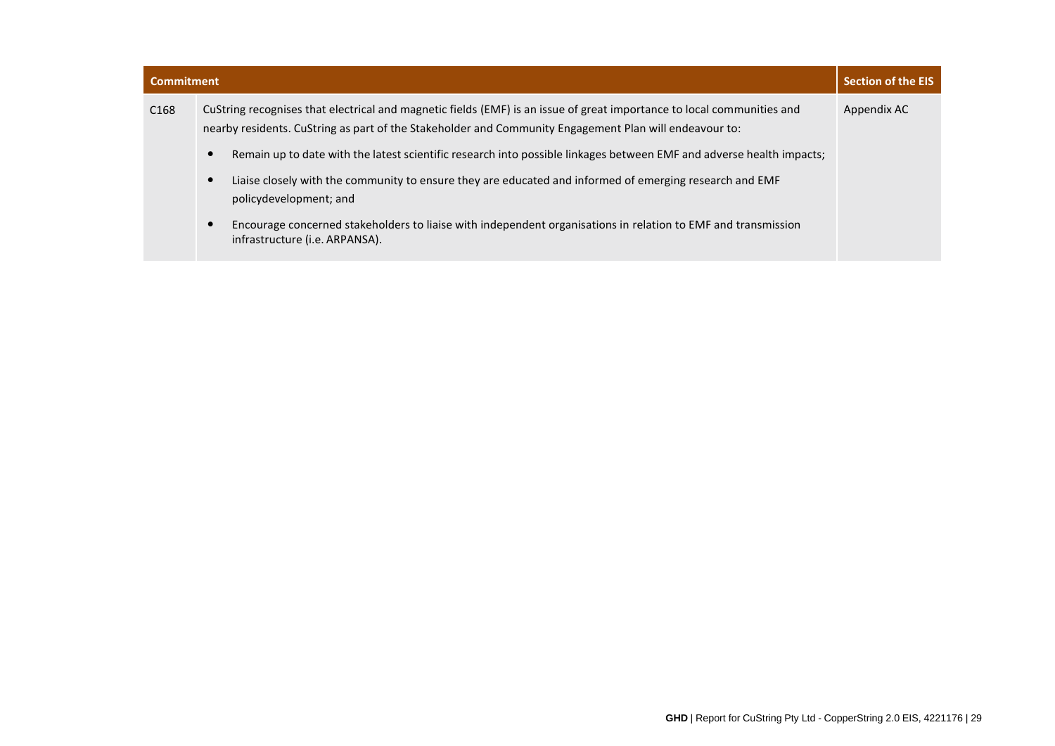| Commitment | | Section of the EIS |
|---|---|---|
| C168 | CuString recognises that electrical and magnetic fields (EMF) is an issue of great importance to local communities and nearby residents. CuString as part of the Stakeholder and Community Engagement Plan will endeavour to: <br>• Remain up to date with the latest scientific research into possible linkages between EMF and adverse health impacts; <br>• Liaise closely with the community to ensure they are educated and informed of emerging research and EMF policydevelopment; and <br>• Encourage concerned stakeholders to liaise with independent organisations in relation to EMF and transmission infrastructure (i.e. ARPANSA). | Appendix AC |